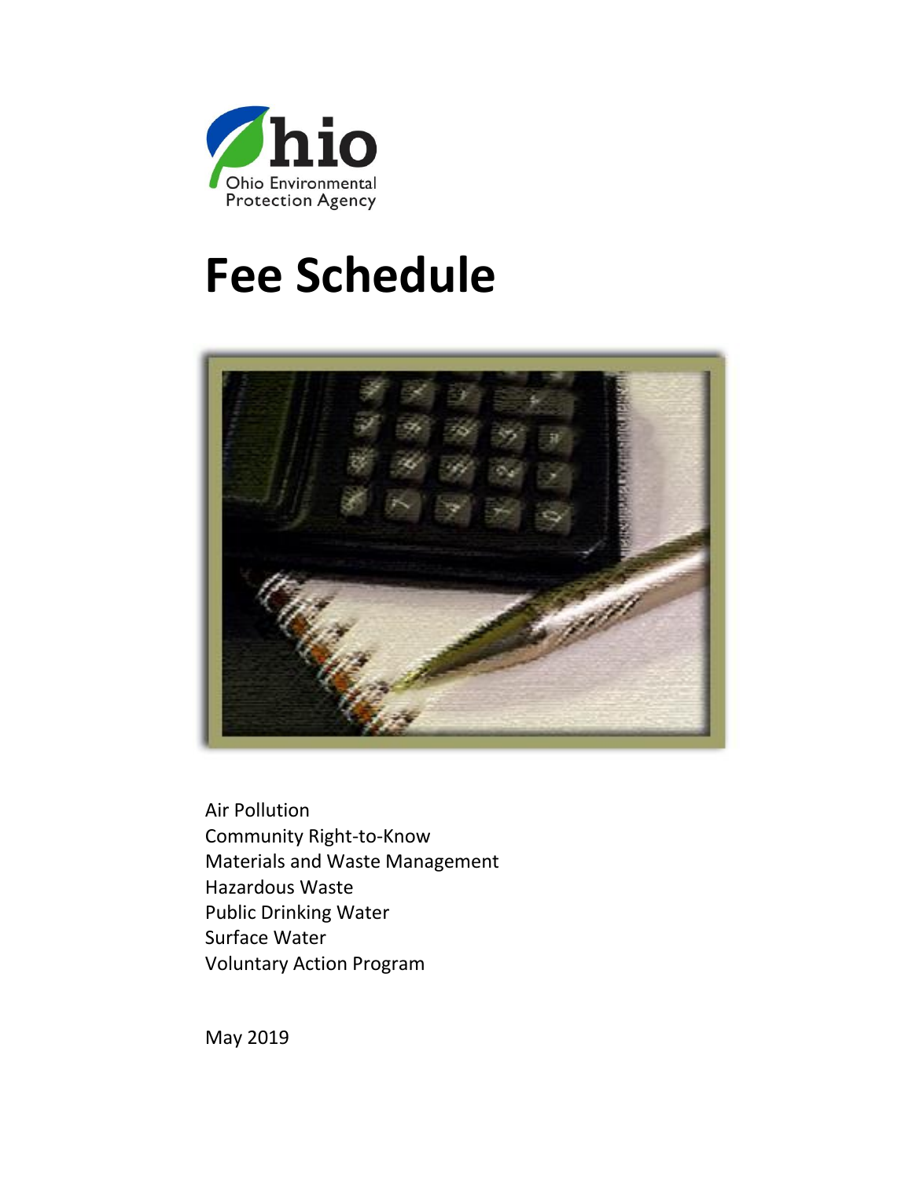Ohio Environmental Protection Agency

# Fee Schedule

Air Pollution
Community Right-to-Know
Materials and Waste Management
Hazardous Waste
Public Drinking Water
Surface Water
Voluntary Action Program

May 2019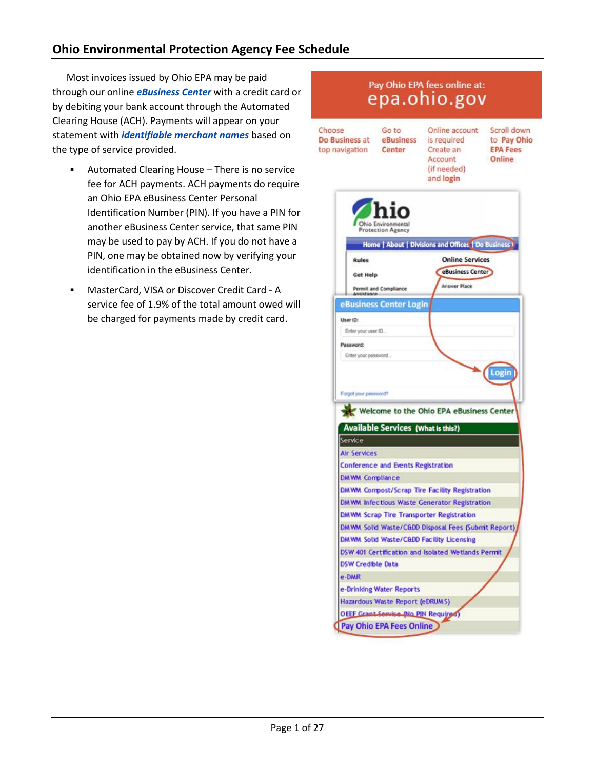## Ohio Environmental Protection Agency Fee Schedule

Most invoices issued by Ohio EPA may be paid through our online ***eBusiness Center*** with a credit card or by debiting your bank account through the Automated Clearing House (ACH). Payments will appear on your statement with ***identifiable merchant names*** based on the type of service provided.

- Automated Clearing House – There is no service fee for ACH payments. ACH payments do require an Ohio EPA eBusiness Center Personal Identification Number (PIN). If you have a PIN for another eBusiness Center service, that same PIN may be used to pay by ACH. If you do not have a PIN, one may be obtained now by verifying your identification in the eBusiness Center.
- MasterCard, VISA or Discover Credit Card - A service fee of 1.9% of the total amount owed will be charged for payments made by credit card.

Pay Ohio EPA fees online at:
epa.ohio.gov

Choose **Do Business** at top navigation

Go to **eBusiness Center**

Online account is required Create an Account (if needed) and **login**

Scroll down to **Pay Ohio EPA Fees Online**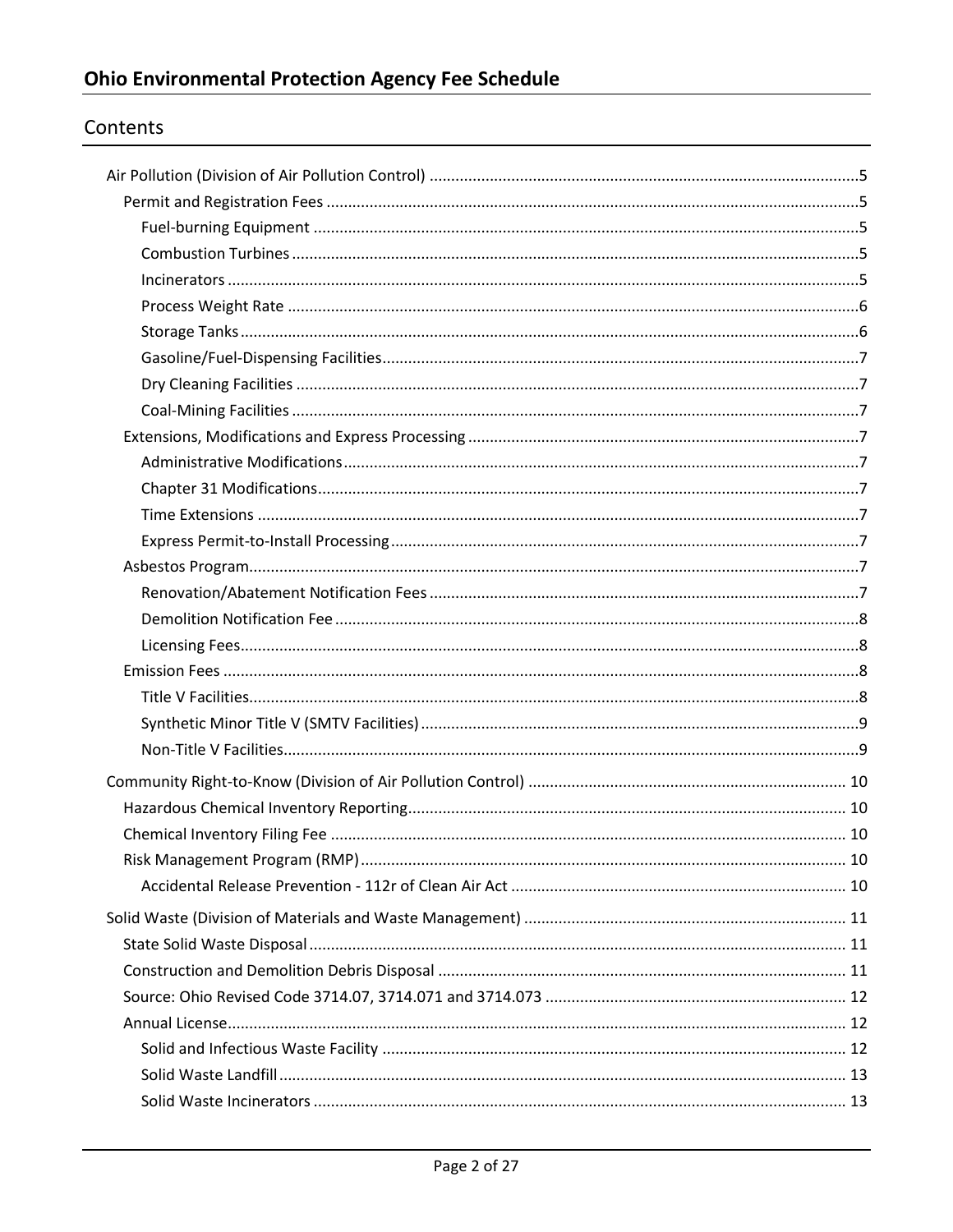## Ohio Environmental Protection Agency Fee Schedule

## Contents

- Air Pollution (Division of Air Pollution Control) ..... 5
  - Permit and Registration Fees ..... 5
    - Fuel-burning Equipment ..... 5
    - Combustion Turbines ..... 5
    - Incinerators ..... 5
    - Process Weight Rate ..... 6
    - Storage Tanks ..... 6
    - Gasoline/Fuel-Dispensing Facilities ..... 7
    - Dry Cleaning Facilities ..... 7
    - Coal-Mining Facilities ..... 7
  - Extensions, Modifications and Express Processing ..... 7
    - Administrative Modifications ..... 7
    - Chapter 31 Modifications ..... 7
    - Time Extensions ..... 7
    - Express Permit-to-Install Processing ..... 7
  - Asbestos Program ..... 7
    - Renovation/Abatement Notification Fees ..... 7
    - Demolition Notification Fee ..... 8
    - Licensing Fees ..... 8
  - Emission Fees ..... 8
    - Title V Facilities ..... 8
    - Synthetic Minor Title V (SMTV Facilities) ..... 9
    - Non-Title V Facilities ..... 9
- Community Right-to-Know (Division of Air Pollution Control) ..... 10
  - Hazardous Chemical Inventory Reporting ..... 10
  - Chemical Inventory Filing Fee ..... 10
  - Risk Management Program (RMP) ..... 10
    - Accidental Release Prevention - 112r of Clean Air Act ..... 10
- Solid Waste (Division of Materials and Waste Management) ..... 11
  - State Solid Waste Disposal ..... 11
  - Construction and Demolition Debris Disposal ..... 11
  - Source: Ohio Revised Code 3714.07, 3714.071 and 3714.073 ..... 12
  - Annual License ..... 12
    - Solid and Infectious Waste Facility ..... 12
    - Solid Waste Landfill ..... 13
    - Solid Waste Incinerators ..... 13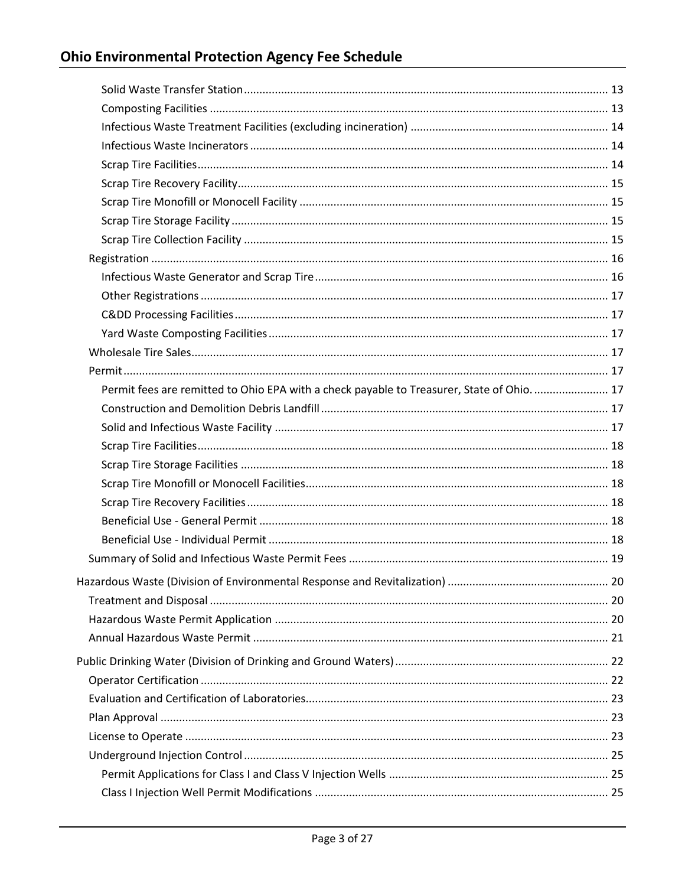Solid Waste Transfer Station ..... 13
Composting Facilities ..... 13
Infectious Waste Treatment Facilities (excluding incineration) ..... 14
Infectious Waste Incinerators ..... 14
Scrap Tire Facilities ..... 14
Scrap Tire Recovery Facility ..... 15
Scrap Tire Monofill or Monocell Facility ..... 15
Scrap Tire Storage Facility ..... 15
Scrap Tire Collection Facility ..... 15
Registration ..... 16
Infectious Waste Generator and Scrap Tire ..... 16
Other Registrations ..... 17
C&DD Processing Facilities ..... 17
Yard Waste Composting Facilities ..... 17
Wholesale Tire Sales ..... 17
Permit ..... 17
Permit fees are remitted to Ohio EPA with a check payable to Treasurer, State of Ohio. ..... 17
Construction and Demolition Debris Landfill ..... 17
Solid and Infectious Waste Facility ..... 17
Scrap Tire Facilities ..... 18
Scrap Tire Storage Facilities ..... 18
Scrap Tire Monofill or Monocell Facilities ..... 18
Scrap Tire Recovery Facilities ..... 18
Beneficial Use - General Permit ..... 18
Beneficial Use - Individual Permit ..... 18
Summary of Solid and Infectious Waste Permit Fees ..... 19
Hazardous Waste (Division of Environmental Response and Revitalization) ..... 20
Treatment and Disposal ..... 20
Hazardous Waste Permit Application ..... 20
Annual Hazardous Waste Permit ..... 21
Public Drinking Water (Division of Drinking and Ground Waters) ..... 22
Operator Certification ..... 22
Evaluation and Certification of Laboratories ..... 23
Plan Approval ..... 23
License to Operate ..... 23
Underground Injection Control ..... 25
Permit Applications for Class I and Class V Injection Wells ..... 25
Class I Injection Well Permit Modifications ..... 25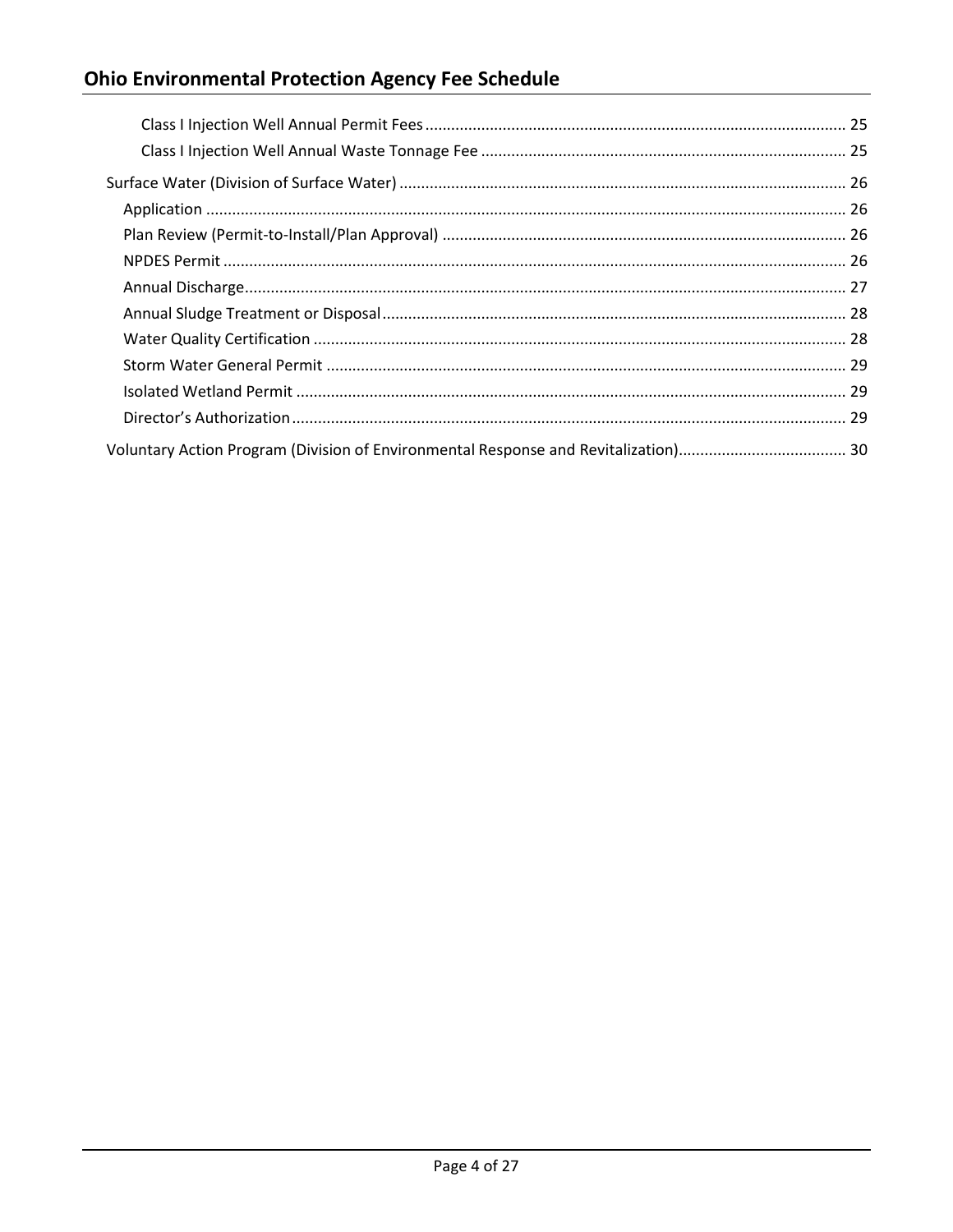- Class I Injection Well Annual Permit Fees ........ 25
- Class I Injection Well Annual Waste Tonnage Fee ........ 25

Surface Water (Division of Surface Water) ........ 26

- Application ........ 26
- Plan Review (Permit-to-Install/Plan Approval) ........ 26
- NPDES Permit ........ 26
- Annual Discharge ........ 27
- Annual Sludge Treatment or Disposal ........ 28
- Water Quality Certification ........ 28
- Storm Water General Permit ........ 29
- Isolated Wetland Permit ........ 29
- Director's Authorization ........ 29

Voluntary Action Program (Division of Environmental Response and Revitalization) ........ 30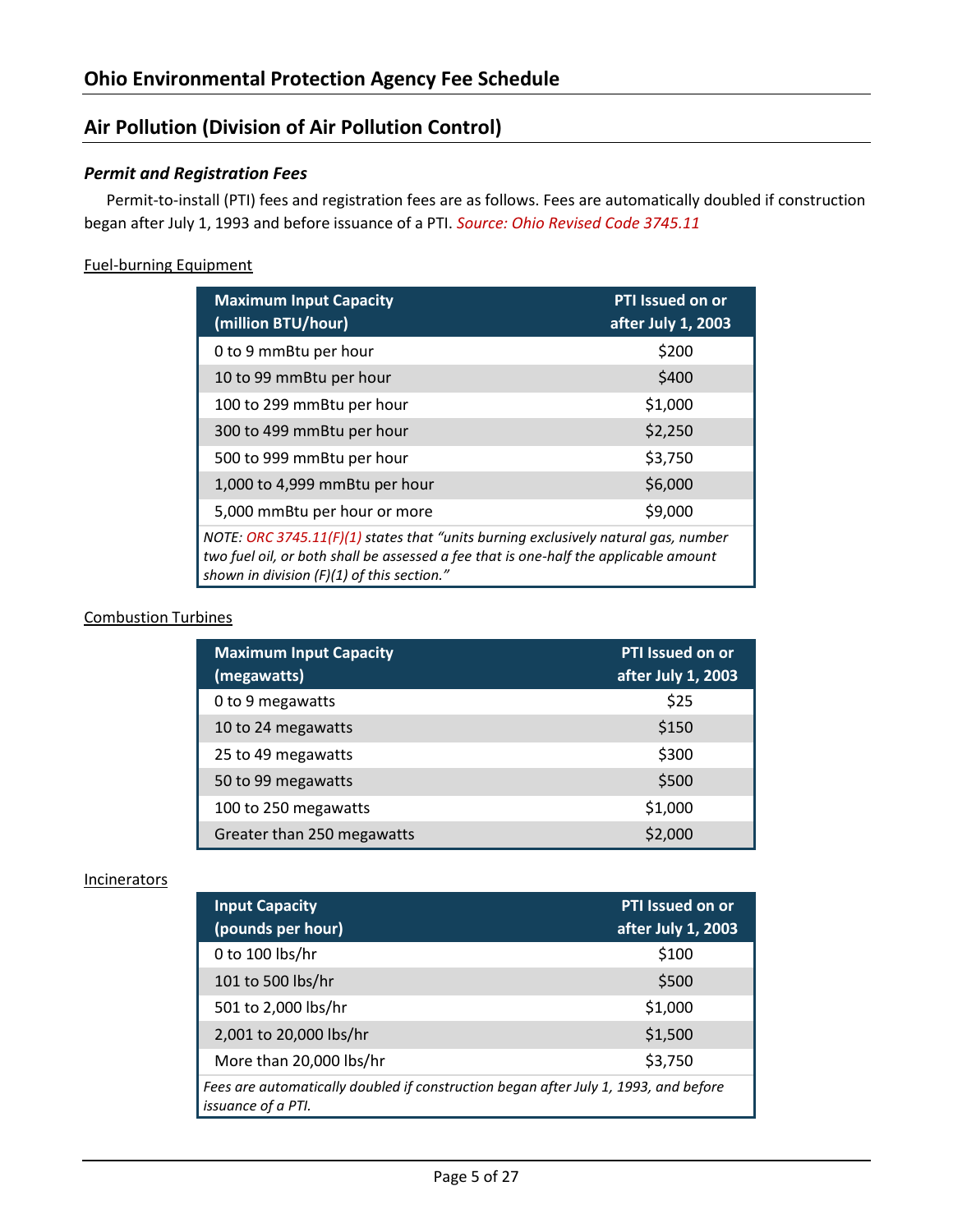# Ohio Environmental Protection Agency Fee Schedule

## Air Pollution (Division of Air Pollution Control)

### *Permit and Registration Fees*

Permit-to-install (PTI) fees and registration fees are as follows. Fees are automatically doubled if construction began after July 1, 1993 and before issuance of a PTI. *Source: Ohio Revised Code 3745.11*

Fuel-burning Equipment

| Maximum Input Capacity (million BTU/hour) | PTI Issued on or after July 1, 2003 |
|---|---|
| 0 to 9 mmBtu per hour | $200 |
| 10 to 99 mmBtu per hour | $400 |
| 100 to 299 mmBtu per hour | $1,000 |
| 300 to 499 mmBtu per hour | $2,250 |
| 500 to 999 mmBtu per hour | $3,750 |
| 1,000 to 4,999 mmBtu per hour | $6,000 |
| 5,000 mmBtu per hour or more | $9,000 |

*NOTE: ORC 3745.11(F)(1) states that "units burning exclusively natural gas, number two fuel oil, or both shall be assessed a fee that is one-half the applicable amount shown in division (F)(1) of this section."*

Combustion Turbines

| Maximum Input Capacity (megawatts) | PTI Issued on or after July 1, 2003 |
|---|---|
| 0 to 9 megawatts | $25 |
| 10 to 24 megawatts | $150 |
| 25 to 49 megawatts | $300 |
| 50 to 99 megawatts | $500 |
| 100 to 250 megawatts | $1,000 |
| Greater than 250 megawatts | $2,000 |

Incinerators

| Input Capacity (pounds per hour) | PTI Issued on or after July 1, 2003 |
|---|---|
| 0 to 100 lbs/hr | $100 |
| 101 to 500 lbs/hr | $500 |
| 501 to 2,000 lbs/hr | $1,000 |
| 2,001 to 20,000 lbs/hr | $1,500 |
| More than 20,000 lbs/hr | $3,750 |

*Fees are automatically doubled if construction began after July 1, 1993, and before issuance of a PTI.*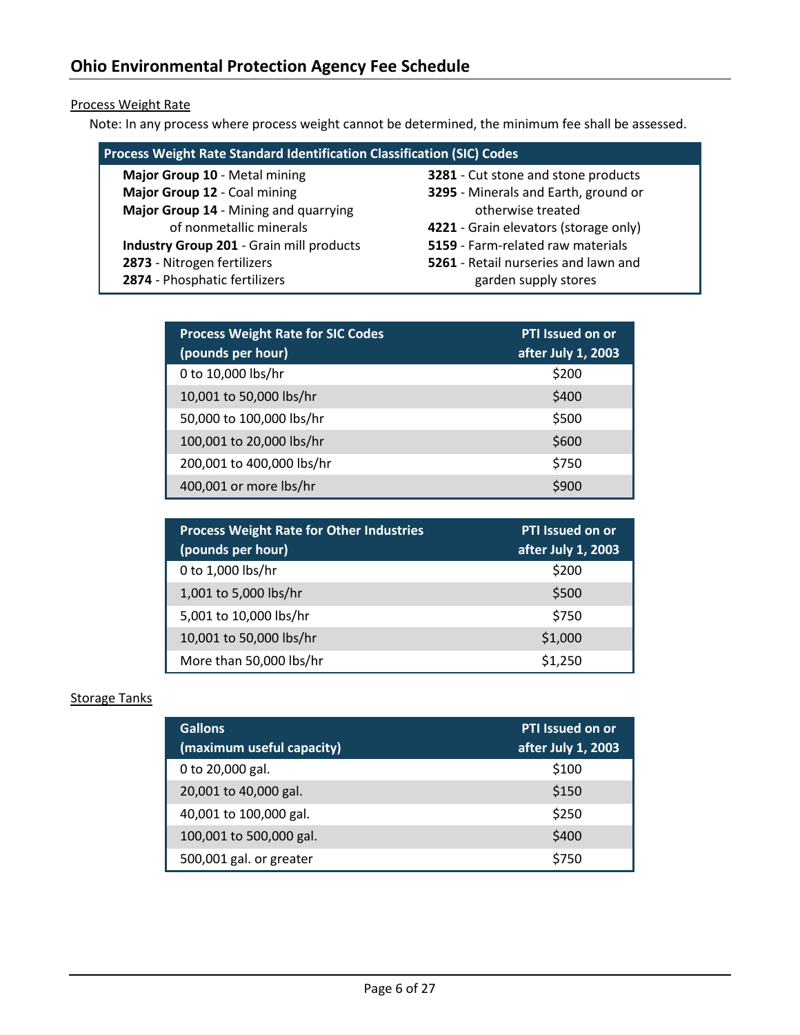## Process Weight Rate

Note: In any process where process weight cannot be determined, the minimum fee shall be assessed.

| Process Weight Rate Standard Identification Classification (SIC) Codes | |
|---|---|
| **Major Group 10** - Metal mining | **3281** - Cut stone and stone products |
| **Major Group 12** - Coal mining | **3295** - Minerals and Earth, ground or otherwise treated |
| **Major Group 14** - Mining and quarrying of nonmetallic minerals | **4221** - Grain elevators (storage only) |
| **Industry Group 201** - Grain mill products | **5159** - Farm-related raw materials |
| **2873** - Nitrogen fertilizers | **5261** - Retail nurseries and lawn and garden supply stores |
| **2874** - Phosphatic fertilizers | |

| Process Weight Rate for SIC Codes (pounds per hour) | PTI Issued on or after July 1, 2003 |
|---|---|
| 0 to 10,000 lbs/hr | $200 |
| 10,001 to 50,000 lbs/hr | $400 |
| 50,000 to 100,000 lbs/hr | $500 |
| 100,001 to 20,000 lbs/hr | $600 |
| 200,001 to 400,000 lbs/hr | $750 |
| 400,001 or more lbs/hr | $900 |

| Process Weight Rate for Other Industries (pounds per hour) | PTI Issued on or after July 1, 2003 |
|---|---|
| 0 to 1,000 lbs/hr | $200 |
| 1,001 to 5,000 lbs/hr | $500 |
| 5,001 to 10,000 lbs/hr | $750 |
| 10,001 to 50,000 lbs/hr | $1,000 |
| More than 50,000 lbs/hr | $1,250 |

## Storage Tanks

| Gallons (maximum useful capacity) | PTI Issued on or after July 1, 2003 |
|---|---|
| 0 to 20,000 gal. | $100 |
| 20,001 to 40,000 gal. | $150 |
| 40,001 to 100,000 gal. | $250 |
| 100,001 to 500,000 gal. | $400 |
| 500,001 gal. or greater | $750 |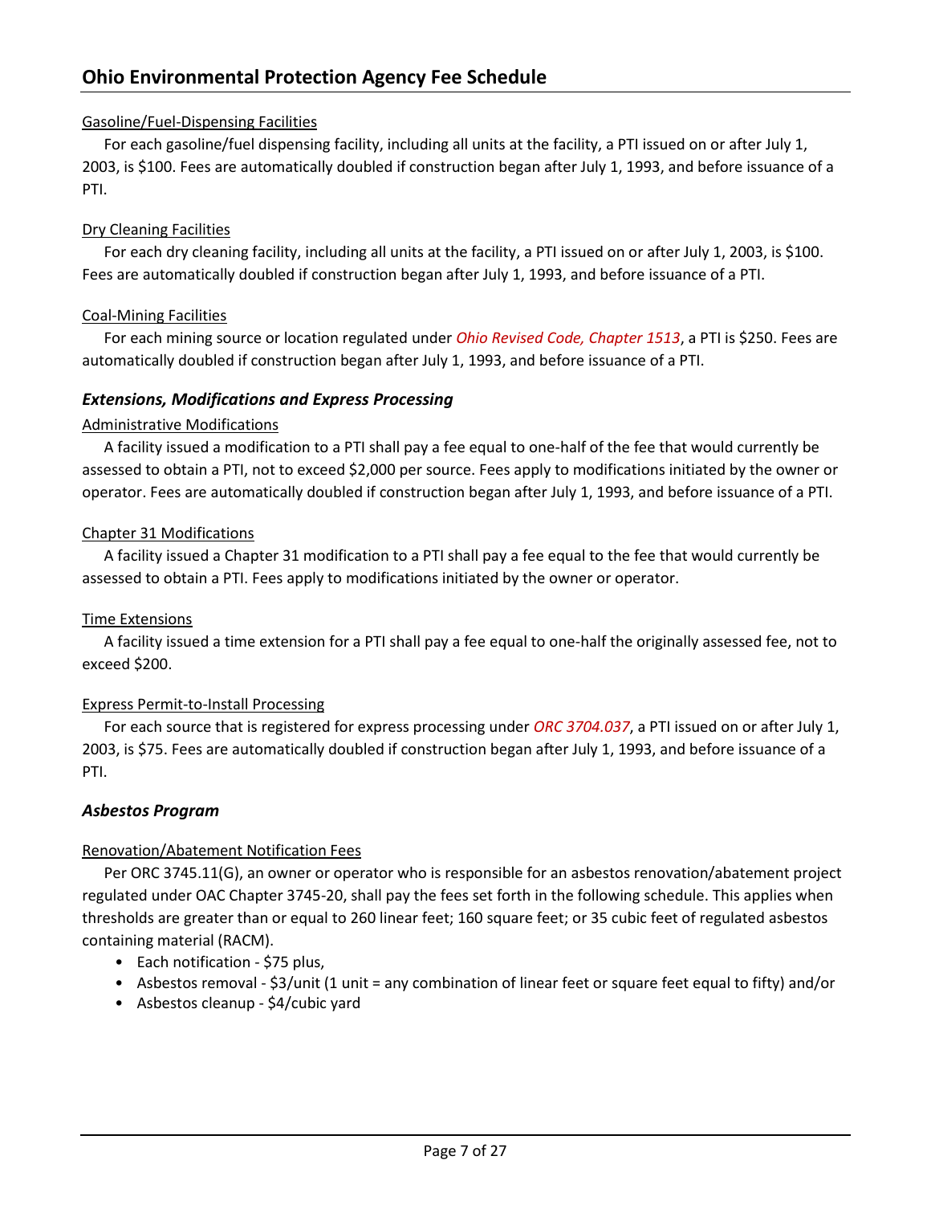Gasoline/Fuel-Dispensing Facilities

For each gasoline/fuel dispensing facility, including all units at the facility, a PTI issued on or after July 1, 2003, is $100. Fees are automatically doubled if construction began after July 1, 1993, and before issuance of a PTI.

Dry Cleaning Facilities

For each dry cleaning facility, including all units at the facility, a PTI issued on or after July 1, 2003, is $100. Fees are automatically doubled if construction began after July 1, 1993, and before issuance of a PTI.

Coal-Mining Facilities

For each mining source or location regulated under *Ohio Revised Code, Chapter 1513*, a PTI is $250. Fees are automatically doubled if construction began after July 1, 1993, and before issuance of a PTI.

### *Extensions, Modifications and Express Processing*

Administrative Modifications

A facility issued a modification to a PTI shall pay a fee equal to one-half of the fee that would currently be assessed to obtain a PTI, not to exceed $2,000 per source. Fees apply to modifications initiated by the owner or operator. Fees are automatically doubled if construction began after July 1, 1993, and before issuance of a PTI.

Chapter 31 Modifications

A facility issued a Chapter 31 modification to a PTI shall pay a fee equal to the fee that would currently be assessed to obtain a PTI. Fees apply to modifications initiated by the owner or operator.

Time Extensions

A facility issued a time extension for a PTI shall pay a fee equal to one-half the originally assessed fee, not to exceed $200.

Express Permit-to-Install Processing

For each source that is registered for express processing under *ORC 3704.037*, a PTI issued on or after July 1, 2003, is $75. Fees are automatically doubled if construction began after July 1, 1993, and before issuance of a PTI.

### *Asbestos Program*

Renovation/Abatement Notification Fees

Per ORC 3745.11(G), an owner or operator who is responsible for an asbestos renovation/abatement project regulated under OAC Chapter 3745-20, shall pay the fees set forth in the following schedule. This applies when thresholds are greater than or equal to 260 linear feet; 160 square feet; or 35 cubic feet of regulated asbestos containing material (RACM).

- Each notification - $75 plus,
- Asbestos removal - $3/unit (1 unit = any combination of linear feet or square feet equal to fifty) and/or
- Asbestos cleanup - $4/cubic yard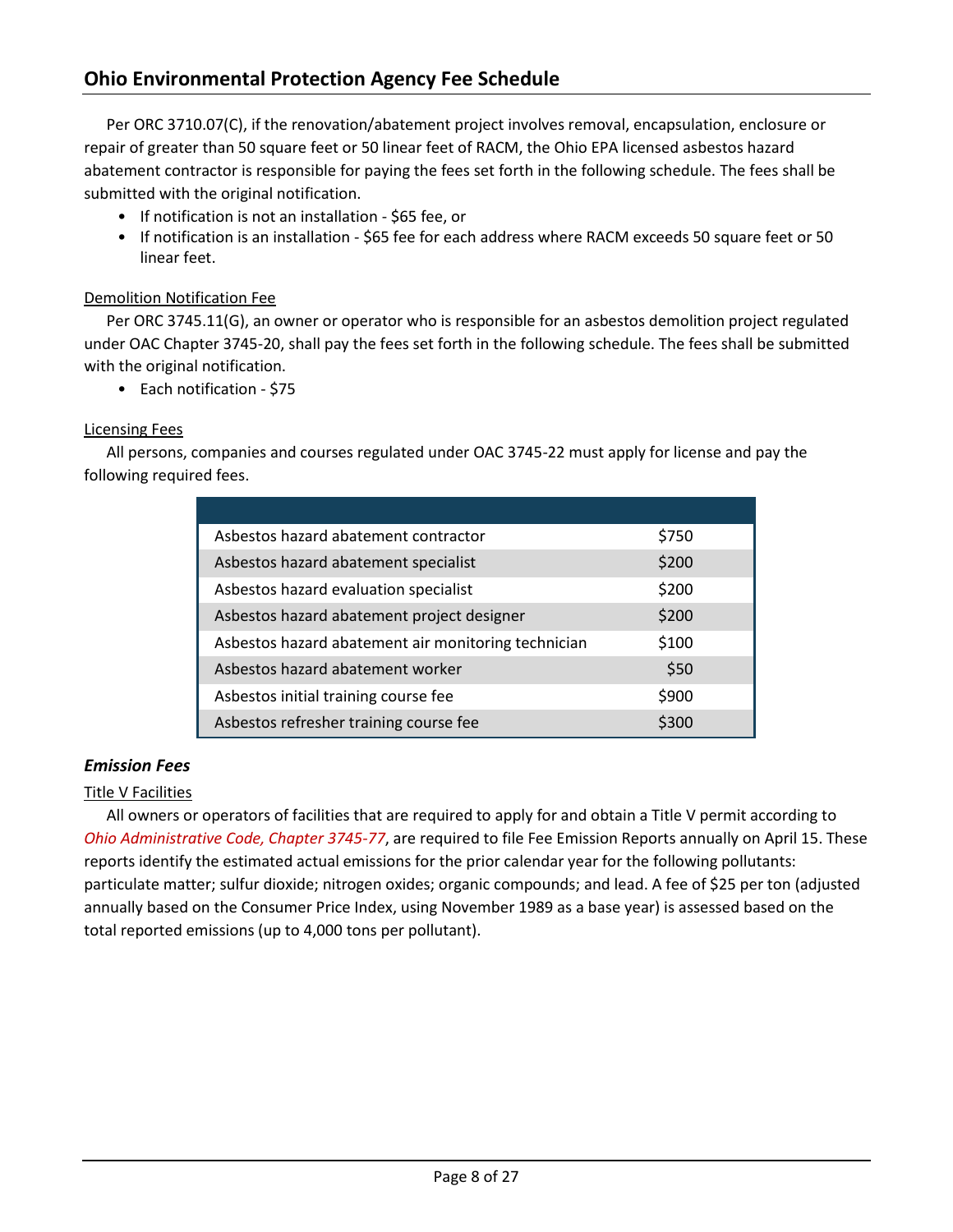Per ORC 3710.07(C), if the renovation/abatement project involves removal, encapsulation, enclosure or repair of greater than 50 square feet or 50 linear feet of RACM, the Ohio EPA licensed asbestos hazard abatement contractor is responsible for paying the fees set forth in the following schedule. The fees shall be submitted with the original notification.

- If notification is not an installation - $65 fee, or
- If notification is an installation - $65 fee for each address where RACM exceeds 50 square feet or 50 linear feet.

Demolition Notification Fee

Per ORC 3745.11(G), an owner or operator who is responsible for an asbestos demolition project regulated under OAC Chapter 3745-20, shall pay the fees set forth in the following schedule. The fees shall be submitted with the original notification.

- Each notification - $75

Licensing Fees

All persons, companies and courses regulated under OAC 3745-22 must apply for license and pay the following required fees.

| | |
|---|---|
| Asbestos hazard abatement contractor | $750 |
| Asbestos hazard abatement specialist | $200 |
| Asbestos hazard evaluation specialist | $200 |
| Asbestos hazard abatement project designer | $200 |
| Asbestos hazard abatement air monitoring technician | $100 |
| Asbestos hazard abatement worker | $50 |
| Asbestos initial training course fee | $900 |
| Asbestos refresher training course fee | $300 |

### *Emission Fees*

Title V Facilities

All owners or operators of facilities that are required to apply for and obtain a Title V permit according to *Ohio Administrative Code, Chapter 3745-77*, are required to file Fee Emission Reports annually on April 15. These reports identify the estimated actual emissions for the prior calendar year for the following pollutants: particulate matter; sulfur dioxide; nitrogen oxides; organic compounds; and lead. A fee of $25 per ton (adjusted annually based on the Consumer Price Index, using November 1989 as a base year) is assessed based on the total reported emissions (up to 4,000 tons per pollutant).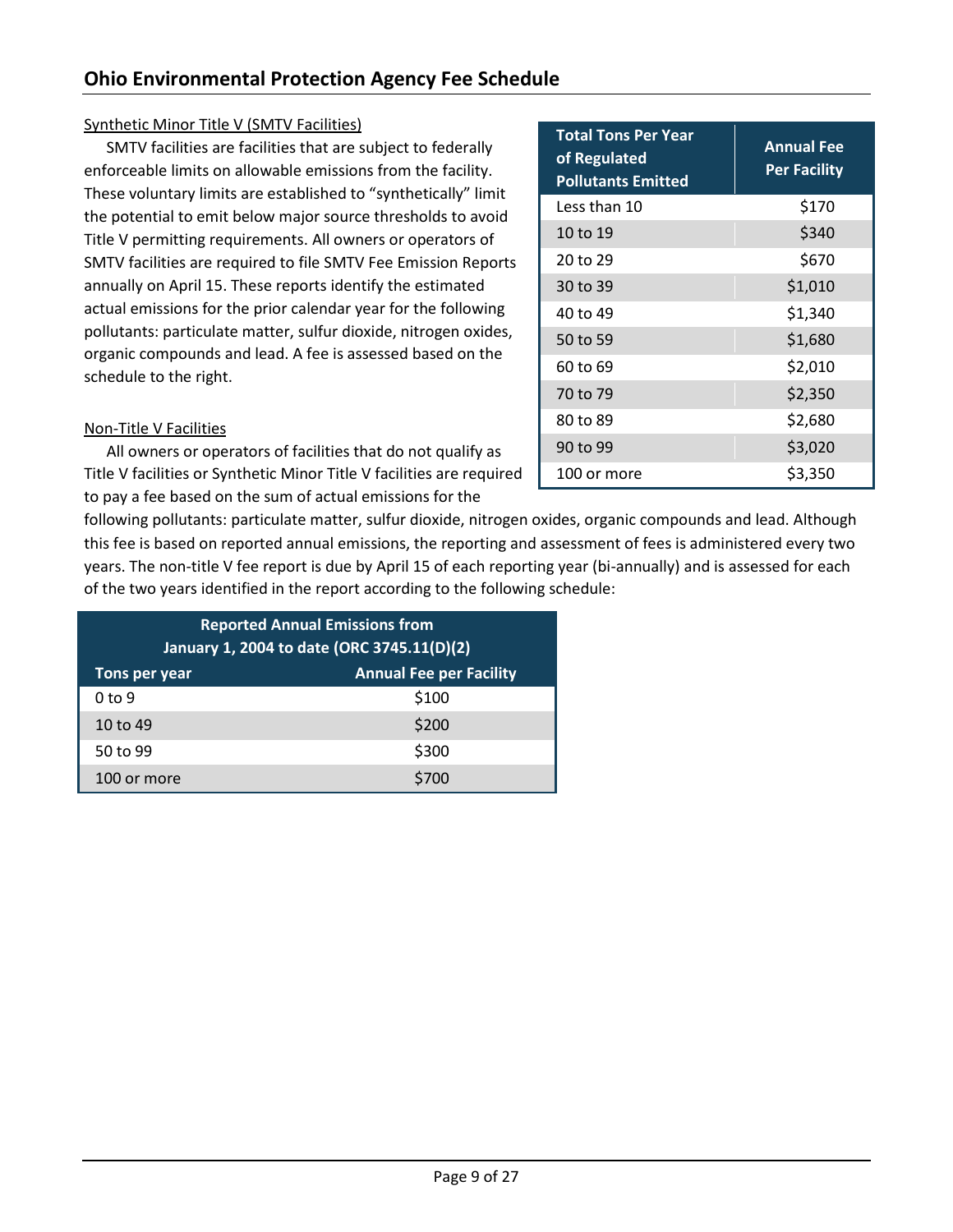## Ohio Environmental Protection Agency Fee Schedule

Synthetic Minor Title V (SMTV Facilities)

SMTV facilities are facilities that are subject to federally enforceable limits on allowable emissions from the facility. These voluntary limits are established to "synthetically" limit the potential to emit below major source thresholds to avoid Title V permitting requirements. All owners or operators of SMTV facilities are required to file SMTV Fee Emission Reports annually on April 15. These reports identify the estimated actual emissions for the prior calendar year for the following pollutants: particulate matter, sulfur dioxide, nitrogen oxides, organic compounds and lead. A fee is assessed based on the schedule to the right.

| Total Tons Per Year of Regulated Pollutants Emitted | Annual Fee Per Facility |
|---|---|
| Less than 10 | $170 |
| 10 to 19 | $340 |
| 20 to 29 | $670 |
| 30 to 39 | $1,010 |
| 40 to 49 | $1,340 |
| 50 to 59 | $1,680 |
| 60 to 69 | $2,010 |
| 70 to 79 | $2,350 |
| 80 to 89 | $2,680 |
| 90 to 99 | $3,020 |
| 100 or more | $3,350 |

Non-Title V Facilities

All owners or operators of facilities that do not qualify as Title V facilities or Synthetic Minor Title V facilities are required to pay a fee based on the sum of actual emissions for the following pollutants: particulate matter, sulfur dioxide, nitrogen oxides, organic compounds and lead. Although this fee is based on reported annual emissions, the reporting and assessment of fees is administered every two years. The non-title V fee report is due by April 15 of each reporting year (bi-annually) and is assessed for each of the two years identified in the report according to the following schedule:

| Reported Annual Emissions from January 1, 2004 to date (ORC 3745.11(D)(2)) | |
|---|---|
| **Tons per year** | **Annual Fee per Facility** |
| 0 to 9 | $100 |
| 10 to 49 | $200 |
| 50 to 99 | $300 |
| 100 or more | $700 |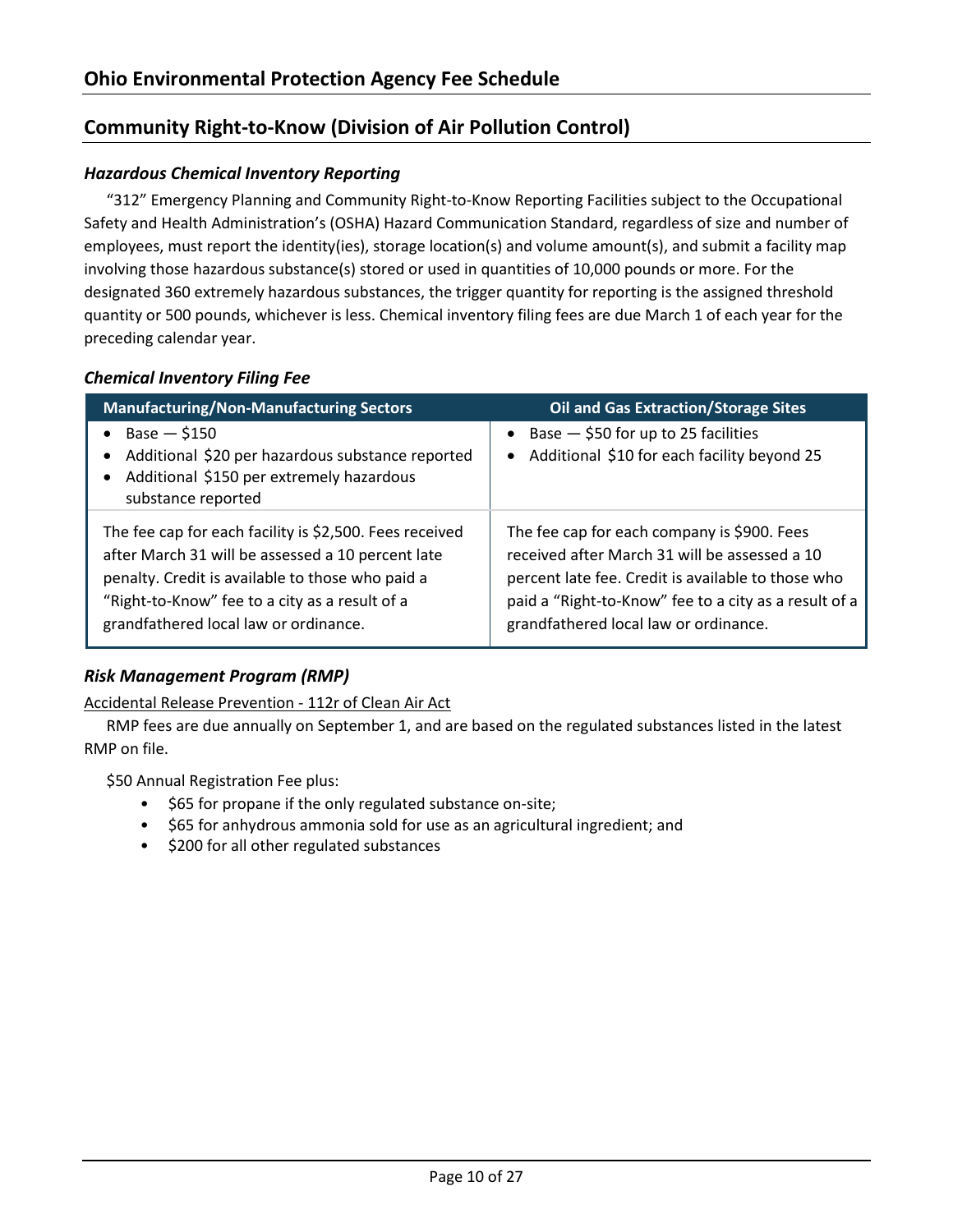# Ohio Environmental Protection Agency Fee Schedule

## Community Right-to-Know (Division of Air Pollution Control)

### *Hazardous Chemical Inventory Reporting*

"312" Emergency Planning and Community Right-to-Know Reporting Facilities subject to the Occupational Safety and Health Administration's (OSHA) Hazard Communication Standard, regardless of size and number of employees, must report the identity(ies), storage location(s) and volume amount(s), and submit a facility map involving those hazardous substance(s) stored or used in quantities of 10,000 pounds or more. For the designated 360 extremely hazardous substances, the trigger quantity for reporting is the assigned threshold quantity or 500 pounds, whichever is less. Chemical inventory filing fees are due March 1 of each year for the preceding calendar year.

### *Chemical Inventory Filing Fee*

| Manufacturing/Non-Manufacturing Sectors | Oil and Gas Extraction/Storage Sites |
| --- | --- |
| • Base — $150<br>• Additional $20 per hazardous substance reported<br>• Additional $150 per extremely hazardous substance reported | • Base — $50 for up to 25 facilities<br>• Additional $10 for each facility beyond 25 |
| The fee cap for each facility is $2,500. Fees received after March 31 will be assessed a 10 percent late penalty. Credit is available to those who paid a "Right-to-Know" fee to a city as a result of a grandfathered local law or ordinance. | The fee cap for each company is $900. Fees received after March 31 will be assessed a 10 percent late fee. Credit is available to those who paid a "Right-to-Know" fee to a city as a result of a grandfathered local law or ordinance. |

### *Risk Management Program (RMP)*

Accidental Release Prevention - 112r of Clean Air Act

RMP fees are due annually on September 1, and are based on the regulated substances listed in the latest RMP on file.

$50 Annual Registration Fee plus:

- $65 for propane if the only regulated substance on-site;
- $65 for anhydrous ammonia sold for use as an agricultural ingredient; and
- $200 for all other regulated substances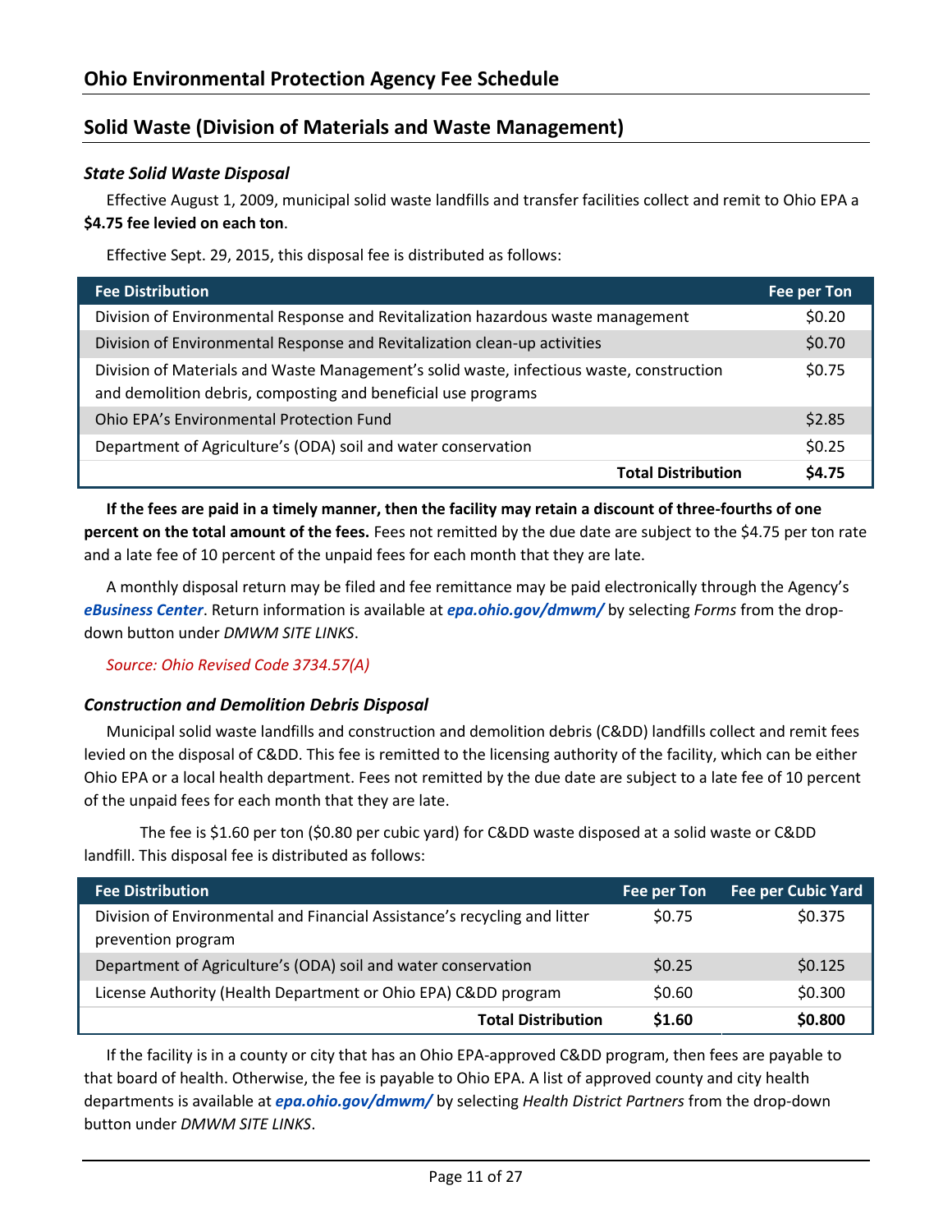## Ohio Environmental Protection Agency Fee Schedule

## Solid Waste (Division of Materials and Waste Management)

### *State Solid Waste Disposal*

Effective August 1, 2009, municipal solid waste landfills and transfer facilities collect and remit to Ohio EPA a **$4.75 fee levied on each ton**.

Effective Sept. 29, 2015, this disposal fee is distributed as follows:

| Fee Distribution | Fee per Ton |
|---|---|
| Division of Environmental Response and Revitalization hazardous waste management | $0.20 |
| Division of Environmental Response and Revitalization clean-up activities | $0.70 |
| Division of Materials and Waste Management's solid waste, infectious waste, construction and demolition debris, composting and beneficial use programs | $0.75 |
| Ohio EPA's Environmental Protection Fund | $2.85 |
| Department of Agriculture's (ODA) soil and water conservation | $0.25 |
| **Total Distribution** | **$4.75** |

**If the fees are paid in a timely manner, then the facility may retain a discount of three-fourths of one percent on the total amount of the fees.** Fees not remitted by the due date are subject to the $4.75 per ton rate and a late fee of 10 percent of the unpaid fees for each month that they are late.

A monthly disposal return may be filed and fee remittance may be paid electronically through the Agency's ***eBusiness Center***. Return information is available at ***epa.ohio.gov/dmwm/*** by selecting *Forms* from the drop-down button under *DMWM SITE LINKS*.

*Source: Ohio Revised Code 3734.57(A)*

### *Construction and Demolition Debris Disposal*

Municipal solid waste landfills and construction and demolition debris (C&DD) landfills collect and remit fees levied on the disposal of C&DD. This fee is remitted to the licensing authority of the facility, which can be either Ohio EPA or a local health department. Fees not remitted by the due date are subject to a late fee of 10 percent of the unpaid fees for each month that they are late.

The fee is $1.60 per ton ($0.80 per cubic yard) for C&DD waste disposed at a solid waste or C&DD landfill. This disposal fee is distributed as follows:

| Fee Distribution | Fee per Ton | Fee per Cubic Yard |
|---|---|---|
| Division of Environmental and Financial Assistance's recycling and litter prevention program | $0.75 | $0.375 |
| Department of Agriculture's (ODA) soil and water conservation | $0.25 | $0.125 |
| License Authority (Health Department or Ohio EPA) C&DD program | $0.60 | $0.300 |
| **Total Distribution** | **$1.60** | **$0.800** |

If the facility is in a county or city that has an Ohio EPA-approved C&DD program, then fees are payable to that board of health. Otherwise, the fee is payable to Ohio EPA. A list of approved county and city health departments is available at ***epa.ohio.gov/dmwm/*** by selecting *Health District Partners* from the drop-down button under *DMWM SITE LINKS*.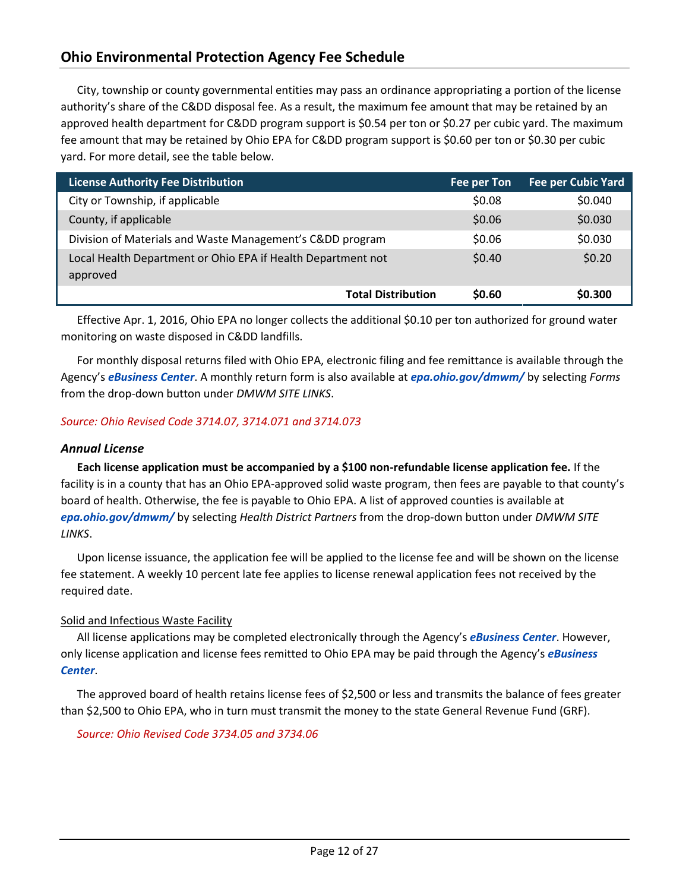## Ohio Environmental Protection Agency Fee Schedule

City, township or county governmental entities may pass an ordinance appropriating a portion of the license authority's share of the C&DD disposal fee. As a result, the maximum fee amount that may be retained by an approved health department for C&DD program support is $0.54 per ton or $0.27 per cubic yard. The maximum fee amount that may be retained by Ohio EPA for C&DD program support is $0.60 per ton or $0.30 per cubic yard. For more detail, see the table below.

| License Authority Fee Distribution | Fee per Ton | Fee per Cubic Yard |
|---|---|---|
| City or Township, if applicable | $0.08 | $0.040 |
| County, if applicable | $0.06 | $0.030 |
| Division of Materials and Waste Management's C&DD program | $0.06 | $0.030 |
| Local Health Department or Ohio EPA if Health Department not approved | $0.40 | $0.20 |
| **Total Distribution** | **$0.60** | **$0.300** |

Effective Apr. 1, 2016, Ohio EPA no longer collects the additional $0.10 per ton authorized for ground water monitoring on waste disposed in C&DD landfills.

For monthly disposal returns filed with Ohio EPA, electronic filing and fee remittance is available through the Agency's ***eBusiness Center***. A monthly return form is also available at ***epa.ohio.gov/dmwm/*** by selecting *Forms* from the drop-down button under *DMWM SITE LINKS*.

*Source: Ohio Revised Code 3714.07, 3714.071 and 3714.073*

### *Annual License*

**Each license application must be accompanied by a $100 non-refundable license application fee.** If the facility is in a county that has an Ohio EPA-approved solid waste program, then fees are payable to that county's board of health. Otherwise, the fee is payable to Ohio EPA. A list of approved counties is available at ***epa.ohio.gov/dmwm/*** by selecting *Health District Partners* from the drop-down button under *DMWM SITE LINKS*.

Upon license issuance, the application fee will be applied to the license fee and will be shown on the license fee statement. A weekly 10 percent late fee applies to license renewal application fees not received by the required date.

Solid and Infectious Waste Facility

All license applications may be completed electronically through the Agency's ***eBusiness Center***. However, only license application and license fees remitted to Ohio EPA may be paid through the Agency's ***eBusiness Center***.

The approved board of health retains license fees of $2,500 or less and transmits the balance of fees greater than $2,500 to Ohio EPA, who in turn must transmit the money to the state General Revenue Fund (GRF).

*Source: Ohio Revised Code 3734.05 and 3734.06*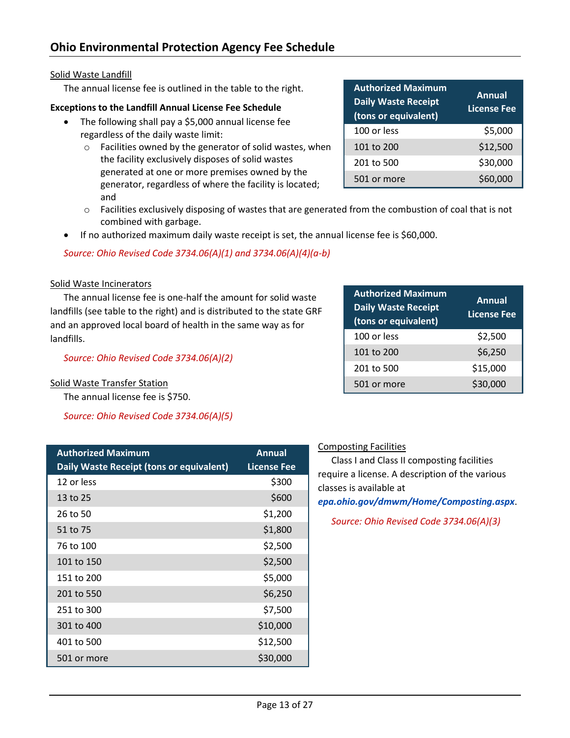## Ohio Environmental Protection Agency Fee Schedule

Solid Waste Landfill

The annual license fee is outlined in the table to the right.

| Authorized Maximum Daily Waste Receipt (tons or equivalent) | Annual License Fee |
|---|---|
| 100 or less | $5,000 |
| 101 to 200 | $12,500 |
| 201 to 500 | $30,000 |
| 501 or more | $60,000 |

**Exceptions to the Landfill Annual License Fee Schedule**

- The following shall pay a $5,000 annual license fee regardless of the daily waste limit:
  - Facilities owned by the generator of solid wastes, when the facility exclusively disposes of solid wastes generated at one or more premises owned by the generator, regardless of where the facility is located; and
  - Facilities exclusively disposing of wastes that are generated from the combustion of coal that is not combined with garbage.
- If no authorized maximum daily waste receipt is set, the annual license fee is $60,000.

*Source: Ohio Revised Code 3734.06(A)(1) and 3734.06(A)(4)(a-b)*

Solid Waste Incinerators

The annual license fee is one-half the amount for solid waste landfills (see table to the right) and is distributed to the state GRF and an approved local board of health in the same way as for landfills.

| Authorized Maximum Daily Waste Receipt (tons or equivalent) | Annual License Fee |
|---|---|
| 100 or less | $2,500 |
| 101 to 200 | $6,250 |
| 201 to 500 | $15,000 |
| 501 or more | $30,000 |

*Source: Ohio Revised Code 3734.06(A)(2)*

Solid Waste Transfer Station

The annual license fee is $750.

*Source: Ohio Revised Code 3734.06(A)(5)*

Composting Facilities

Class I and Class II composting facilities require a license. A description of the various classes is available at ***epa.ohio.gov/dmwm/Home/Composting.aspx***.

*Source: Ohio Revised Code 3734.06(A)(3)*

| Authorized Maximum Daily Waste Receipt (tons or equivalent) | Annual License Fee |
|---|---|
| 12 or less | $300 |
| 13 to 25 | $600 |
| 26 to 50 | $1,200 |
| 51 to 75 | $1,800 |
| 76 to 100 | $2,500 |
| 101 to 150 | $2,500 |
| 151 to 200 | $5,000 |
| 201 to 550 | $6,250 |
| 251 to 300 | $7,500 |
| 301 to 400 | $10,000 |
| 401 to 500 | $12,500 |
| 501 or more | $30,000 |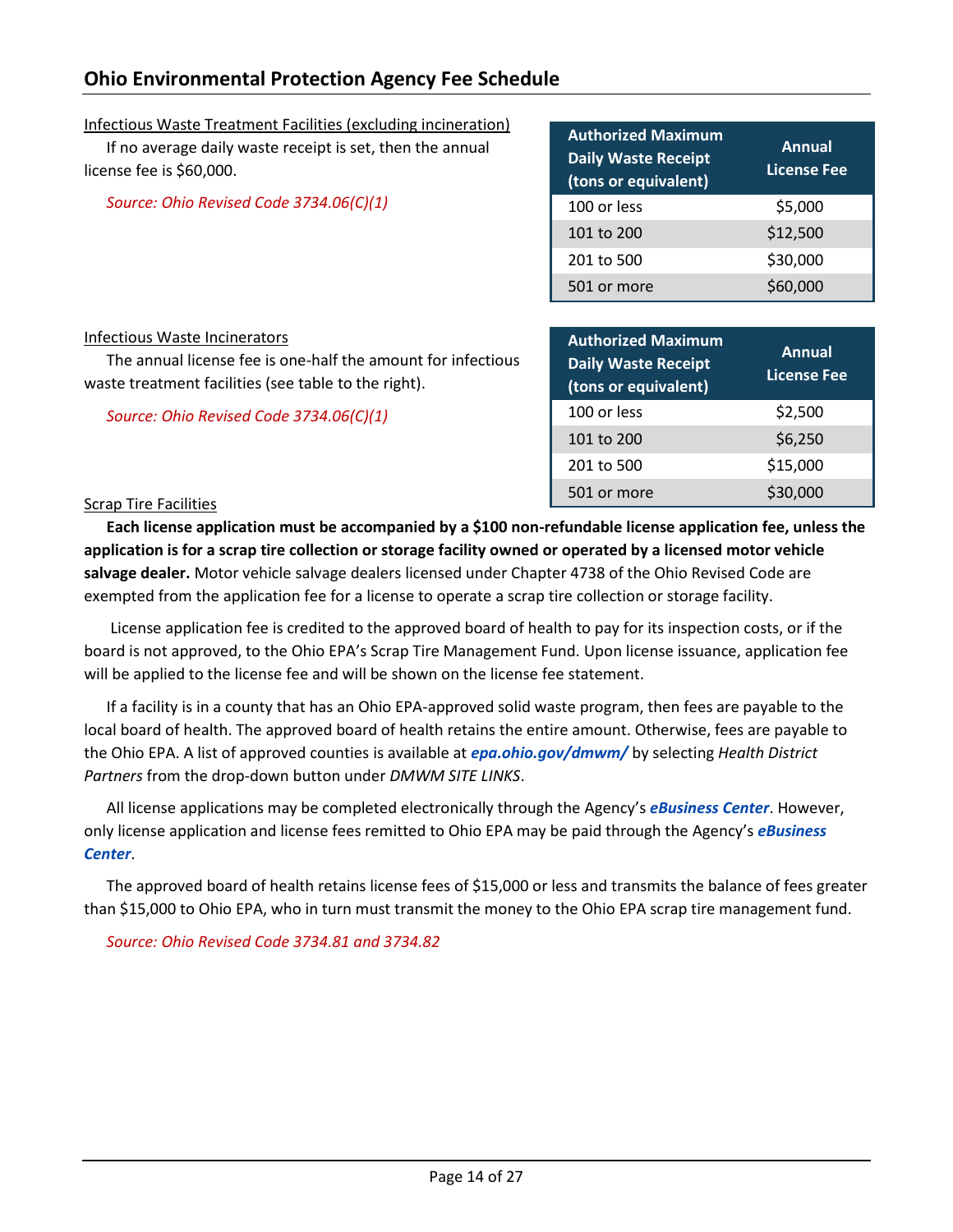## Ohio Environmental Protection Agency Fee Schedule

Infectious Waste Treatment Facilities (excluding incineration)

If no average daily waste receipt is set, then the annual license fee is $60,000.

*Source: Ohio Revised Code 3734.06(C)(1)*

| Authorized Maximum Daily Waste Receipt (tons or equivalent) | Annual License Fee |
|---|---|
| 100 or less | $5,000 |
| 101 to 200 | $12,500 |
| 201 to 500 | $30,000 |
| 501 or more | $60,000 |

Infectious Waste Incinerators

The annual license fee is one-half the amount for infectious waste treatment facilities (see table to the right).

*Source: Ohio Revised Code 3734.06(C)(1)*

| Authorized Maximum Daily Waste Receipt (tons or equivalent) | Annual License Fee |
|---|---|
| 100 or less | $2,500 |
| 101 to 200 | $6,250 |
| 201 to 500 | $15,000 |
| 501 or more | $30,000 |

Scrap Tire Facilities

**Each license application must be accompanied by a $100 non-refundable license application fee, unless the application is for a scrap tire collection or storage facility owned or operated by a licensed motor vehicle salvage dealer.** Motor vehicle salvage dealers licensed under Chapter 4738 of the Ohio Revised Code are exempted from the application fee for a license to operate a scrap tire collection or storage facility.

License application fee is credited to the approved board of health to pay for its inspection costs, or if the board is not approved, to the Ohio EPA's Scrap Tire Management Fund. Upon license issuance, application fee will be applied to the license fee and will be shown on the license fee statement.

If a facility is in a county that has an Ohio EPA-approved solid waste program, then fees are payable to the local board of health. The approved board of health retains the entire amount. Otherwise, fees are payable to the Ohio EPA. A list of approved counties is available at ***epa.ohio.gov/dmwm/*** by selecting *Health District Partners* from the drop-down button under *DMWM SITE LINKS*.

All license applications may be completed electronically through the Agency's ***eBusiness Center***. However, only license application and license fees remitted to Ohio EPA may be paid through the Agency's ***eBusiness Center***.

The approved board of health retains license fees of $15,000 or less and transmits the balance of fees greater than $15,000 to Ohio EPA, who in turn must transmit the money to the Ohio EPA scrap tire management fund.

*Source: Ohio Revised Code 3734.81 and 3734.82*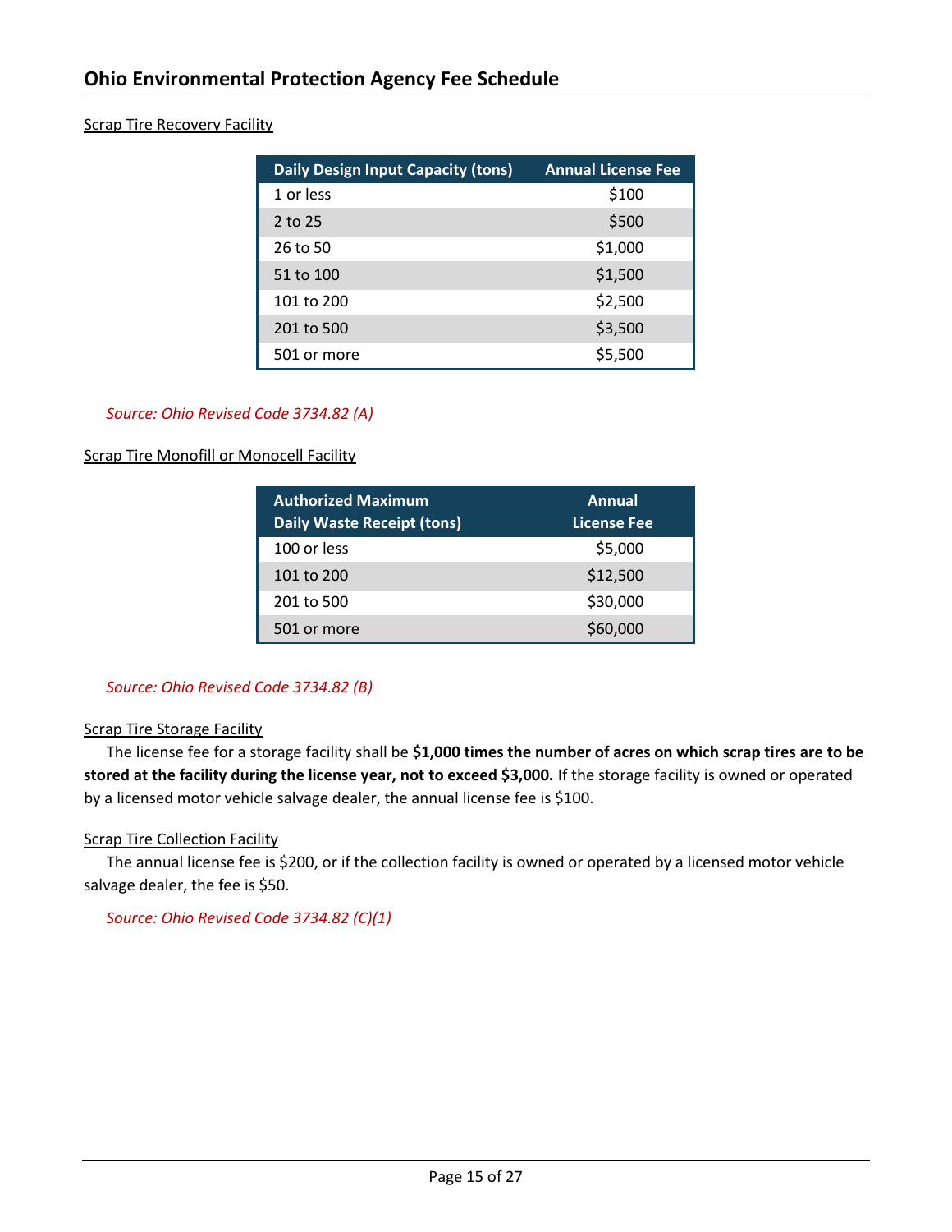Scrap Tire Recovery Facility

| Daily Design Input Capacity (tons) | Annual License Fee |
|---|---|
| 1 or less | $100 |
| 2 to 25 | $500 |
| 26 to 50 | $1,000 |
| 51 to 100 | $1,500 |
| 101 to 200 | $2,500 |
| 201 to 500 | $3,500 |
| 501 or more | $5,500 |

*Source: Ohio Revised Code 3734.82 (A)*

Scrap Tire Monofill or Monocell Facility

| Authorized Maximum Daily Waste Receipt (tons) | Annual License Fee |
|---|---|
| 100 or less | $5,000 |
| 101 to 200 | $12,500 |
| 201 to 500 | $30,000 |
| 501 or more | $60,000 |

*Source: Ohio Revised Code 3734.82 (B)*

Scrap Tire Storage Facility

The license fee for a storage facility shall be **$1,000 times the number of acres on which scrap tires are to be stored at the facility during the license year, not to exceed $3,000.** If the storage facility is owned or operated by a licensed motor vehicle salvage dealer, the annual license fee is $100.

Scrap Tire Collection Facility

The annual license fee is $200, or if the collection facility is owned or operated by a licensed motor vehicle salvage dealer, the fee is $50.

*Source: Ohio Revised Code 3734.82 (C)(1)*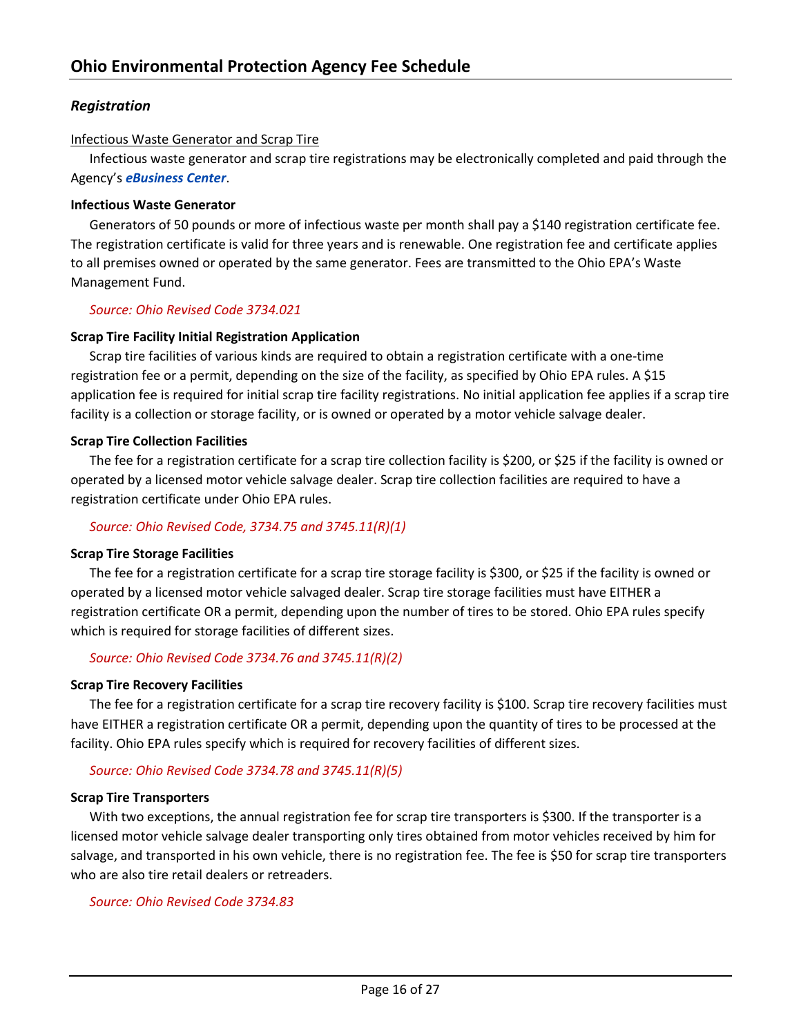## *Registration*

Infectious Waste Generator and Scrap Tire

Infectious waste generator and scrap tire registrations may be electronically completed and paid through the Agency's ***eBusiness Center***.

**Infectious Waste Generator**

Generators of 50 pounds or more of infectious waste per month shall pay a $140 registration certificate fee. The registration certificate is valid for three years and is renewable. One registration fee and certificate applies to all premises owned or operated by the same generator. Fees are transmitted to the Ohio EPA's Waste Management Fund.

*Source: Ohio Revised Code 3734.021*

**Scrap Tire Facility Initial Registration Application**

Scrap tire facilities of various kinds are required to obtain a registration certificate with a one-time registration fee or a permit, depending on the size of the facility, as specified by Ohio EPA rules. A $15 application fee is required for initial scrap tire facility registrations. No initial application fee applies if a scrap tire facility is a collection or storage facility, or is owned or operated by a motor vehicle salvage dealer.

**Scrap Tire Collection Facilities**

The fee for a registration certificate for a scrap tire collection facility is $200, or $25 if the facility is owned or operated by a licensed motor vehicle salvage dealer. Scrap tire collection facilities are required to have a registration certificate under Ohio EPA rules.

*Source: Ohio Revised Code, 3734.75 and 3745.11(R)(1)*

**Scrap Tire Storage Facilities**

The fee for a registration certificate for a scrap tire storage facility is $300, or $25 if the facility is owned or operated by a licensed motor vehicle salvaged dealer. Scrap tire storage facilities must have EITHER a registration certificate OR a permit, depending upon the number of tires to be stored. Ohio EPA rules specify which is required for storage facilities of different sizes.

*Source: Ohio Revised Code 3734.76 and 3745.11(R)(2)*

**Scrap Tire Recovery Facilities**

The fee for a registration certificate for a scrap tire recovery facility is $100. Scrap tire recovery facilities must have EITHER a registration certificate OR a permit, depending upon the quantity of tires to be processed at the facility. Ohio EPA rules specify which is required for recovery facilities of different sizes.

*Source: Ohio Revised Code 3734.78 and 3745.11(R)(5)*

**Scrap Tire Transporters**

With two exceptions, the annual registration fee for scrap tire transporters is $300. If the transporter is a licensed motor vehicle salvage dealer transporting only tires obtained from motor vehicles received by him for salvage, and transported in his own vehicle, there is no registration fee. The fee is $50 for scrap tire transporters who are also tire retail dealers or retreaders.

*Source: Ohio Revised Code 3734.83*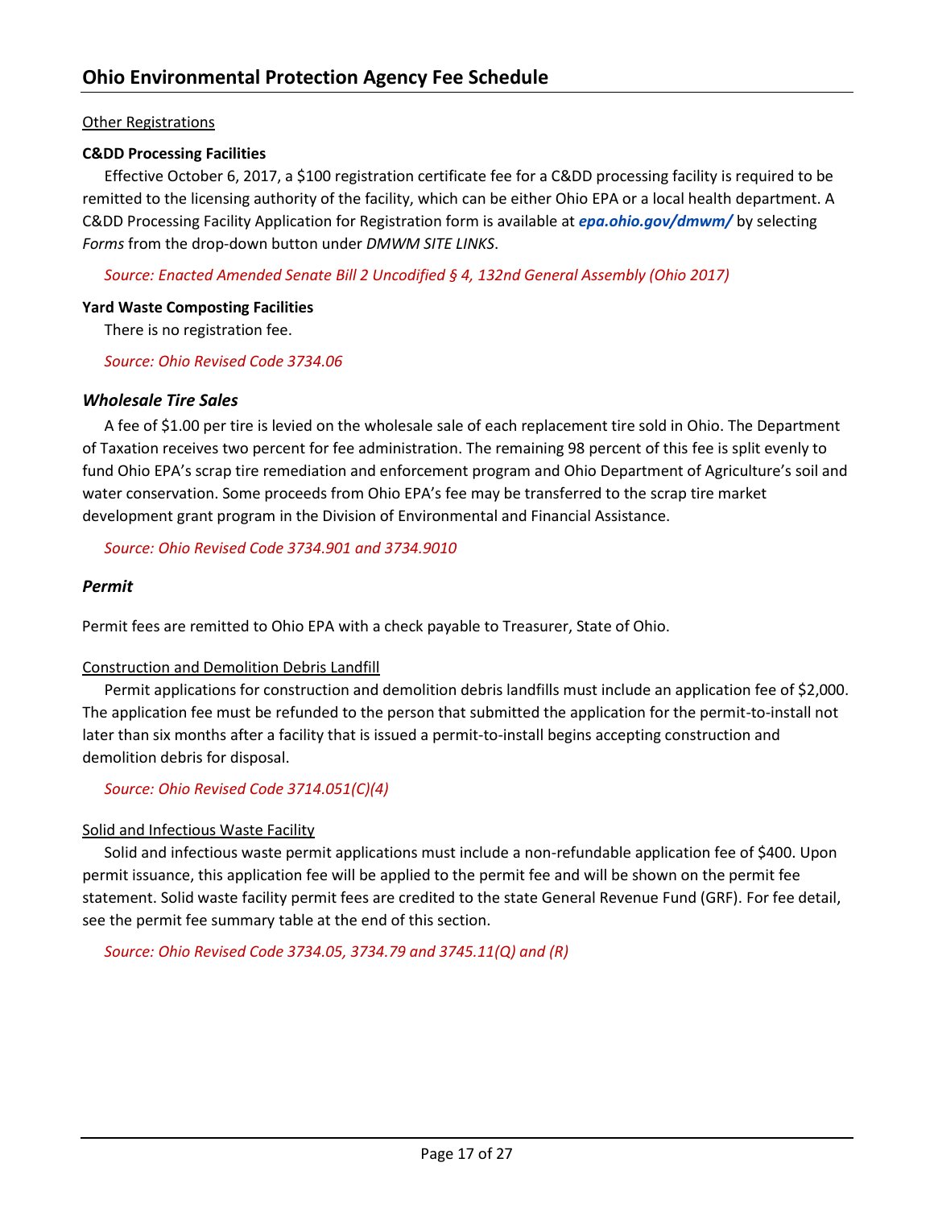Other Registrations

**C&DD Processing Facilities**

Effective October 6, 2017, a $100 registration certificate fee for a C&DD processing facility is required to be remitted to the licensing authority of the facility, which can be either Ohio EPA or a local health department. A C&DD Processing Facility Application for Registration form is available at ***epa.ohio.gov/dmwm/*** by selecting *Forms* from the drop-down button under *DMWM SITE LINKS*.

*Source: Enacted Amended Senate Bill 2 Uncodified § 4, 132nd General Assembly (Ohio 2017)*

**Yard Waste Composting Facilities**

There is no registration fee.

*Source: Ohio Revised Code 3734.06*

### *Wholesale Tire Sales*

A fee of $1.00 per tire is levied on the wholesale sale of each replacement tire sold in Ohio. The Department of Taxation receives two percent for fee administration. The remaining 98 percent of this fee is split evenly to fund Ohio EPA's scrap tire remediation and enforcement program and Ohio Department of Agriculture's soil and water conservation. Some proceeds from Ohio EPA's fee may be transferred to the scrap tire market development grant program in the Division of Environmental and Financial Assistance.

*Source: Ohio Revised Code 3734.901 and 3734.9010*

### *Permit*

Permit fees are remitted to Ohio EPA with a check payable to Treasurer, State of Ohio.

Construction and Demolition Debris Landfill

Permit applications for construction and demolition debris landfills must include an application fee of $2,000. The application fee must be refunded to the person that submitted the application for the permit-to-install not later than six months after a facility that is issued a permit-to-install begins accepting construction and demolition debris for disposal.

*Source: Ohio Revised Code 3714.051(C)(4)*

Solid and Infectious Waste Facility

Solid and infectious waste permit applications must include a non-refundable application fee of $400. Upon permit issuance, this application fee will be applied to the permit fee and will be shown on the permit fee statement. Solid waste facility permit fees are credited to the state General Revenue Fund (GRF). For fee detail, see the permit fee summary table at the end of this section.

*Source: Ohio Revised Code 3734.05, 3734.79 and 3745.11(Q) and (R)*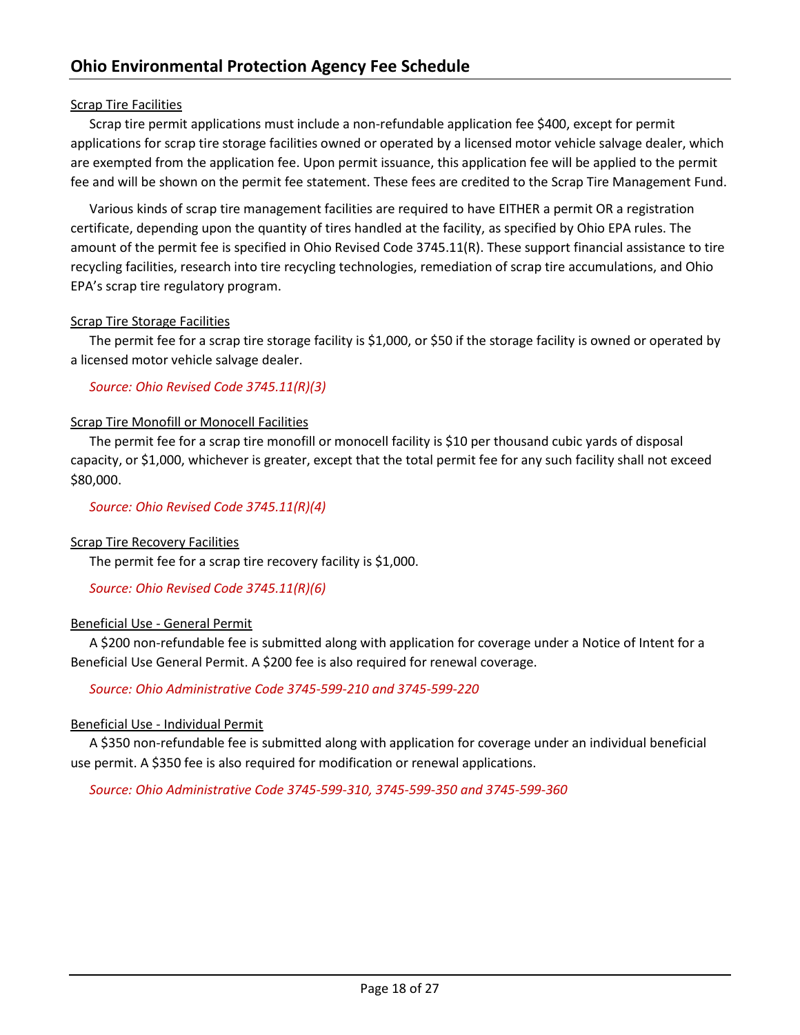Scrap Tire Facilities

Scrap tire permit applications must include a non-refundable application fee $400, except for permit applications for scrap tire storage facilities owned or operated by a licensed motor vehicle salvage dealer, which are exempted from the application fee. Upon permit issuance, this application fee will be applied to the permit fee and will be shown on the permit fee statement. These fees are credited to the Scrap Tire Management Fund.

Various kinds of scrap tire management facilities are required to have EITHER a permit OR a registration certificate, depending upon the quantity of tires handled at the facility, as specified by Ohio EPA rules. The amount of the permit fee is specified in Ohio Revised Code 3745.11(R). These support financial assistance to tire recycling facilities, research into tire recycling technologies, remediation of scrap tire accumulations, and Ohio EPA's scrap tire regulatory program.

Scrap Tire Storage Facilities

The permit fee for a scrap tire storage facility is $1,000, or $50 if the storage facility is owned or operated by a licensed motor vehicle salvage dealer.

*Source: Ohio Revised Code 3745.11(R)(3)*

Scrap Tire Monofill or Monocell Facilities

The permit fee for a scrap tire monofill or monocell facility is $10 per thousand cubic yards of disposal capacity, or $1,000, whichever is greater, except that the total permit fee for any such facility shall not exceed $80,000.

*Source: Ohio Revised Code 3745.11(R)(4)*

Scrap Tire Recovery Facilities

The permit fee for a scrap tire recovery facility is $1,000.

*Source: Ohio Revised Code 3745.11(R)(6)*

Beneficial Use - General Permit

A $200 non-refundable fee is submitted along with application for coverage under a Notice of Intent for a Beneficial Use General Permit. A $200 fee is also required for renewal coverage.

*Source: Ohio Administrative Code 3745-599-210 and 3745-599-220*

Beneficial Use - Individual Permit

A $350 non-refundable fee is submitted along with application for coverage under an individual beneficial use permit. A $350 fee is also required for modification or renewal applications.

*Source: Ohio Administrative Code 3745-599-310, 3745-599-350 and 3745-599-360*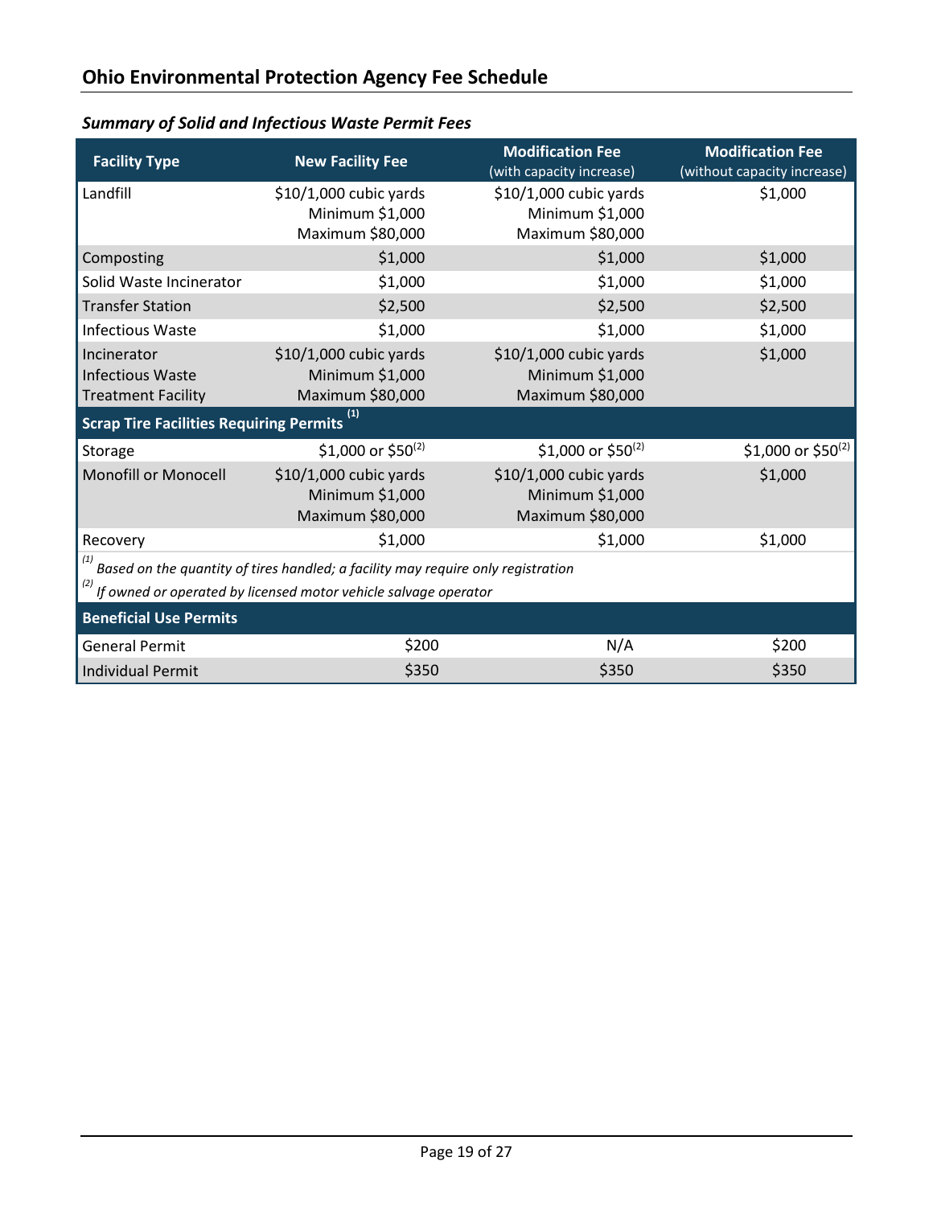## Ohio Environmental Protection Agency Fee Schedule

### *Summary of Solid and Infectious Waste Permit Fees*

| Facility Type | New Facility Fee | Modification Fee (with capacity increase) | Modification Fee (without capacity increase) |
|---|---|---|---|
| Landfill | $10/1,000 cubic yards<br>Minimum $1,000<br>Maximum $80,000 | $10/1,000 cubic yards<br>Minimum $1,000<br>Maximum $80,000 | $1,000 |
| Composting | $1,000 | $1,000 | $1,000 |
| Solid Waste Incinerator | $1,000 | $1,000 | $1,000 |
| Transfer Station | $2,500 | $2,500 | $2,500 |
| Infectious Waste | $1,000 | $1,000 | $1,000 |
| Incinerator<br>Infectious Waste<br>Treatment Facility | $10/1,000 cubic yards<br>Minimum $1,000<br>Maximum $80,000 | $10/1,000 cubic yards<br>Minimum $1,000<br>Maximum $80,000 | $1,000 |
| **Scrap Tire Facilities Requiring Permits [(1)]** | | | |
| Storage | $1,000 or $50[(2)] | $1,000 or $50[(2)] | $1,000 or $50[(2)] |
| Monofill or Monocell | $10/1,000 cubic yards<br>Minimum $1,000<br>Maximum $80,000 | $10/1,000 cubic yards<br>Minimum $1,000<br>Maximum $80,000 | $1,000 |
| Recovery | $1,000 | $1,000 | $1,000 |
| *[(1)] Based on the quantity of tires handled; a facility may require only registration*<br>*[(2)] If owned or operated by licensed motor vehicle salvage operator* | | | |
| **Beneficial Use Permits** | | | |
| General Permit | $200 | N/A | $200 |
| Individual Permit | $350 | $350 | $350 |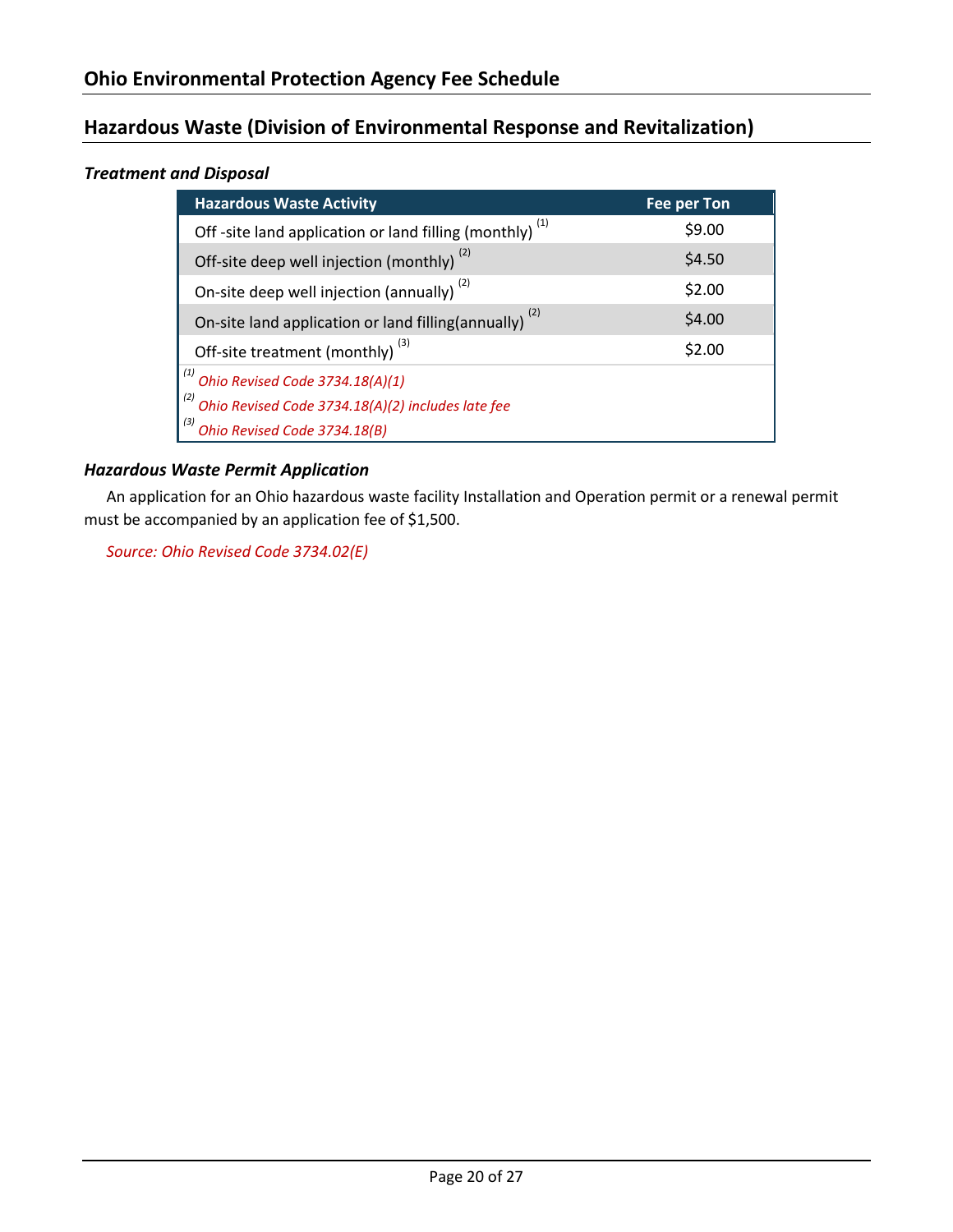# Ohio Environmental Protection Agency Fee Schedule

## Hazardous Waste (Division of Environmental Response and Revitalization)

### *Treatment and Disposal*

| Hazardous Waste Activity | Fee per Ton |
|---|---|
| Off -site land application or land filling (monthly) [1] | $9.00 |
| Off-site deep well injection (monthly) [2] | $4.50 |
| On-site deep well injection (annually) [2] | $2.00 |
| On-site land application or land filling(annually) [2] | $4.00 |
| Off-site treatment (monthly) [3] | $2.00 |

[1] *Ohio Revised Code 3734.18(A)(1)*
[2] *Ohio Revised Code 3734.18(A)(2) includes late fee*
[3] *Ohio Revised Code 3734.18(B)*

### *Hazardous Waste Permit Application*

An application for an Ohio hazardous waste facility Installation and Operation permit or a renewal permit must be accompanied by an application fee of $1,500.

*Source: Ohio Revised Code 3734.02(E)*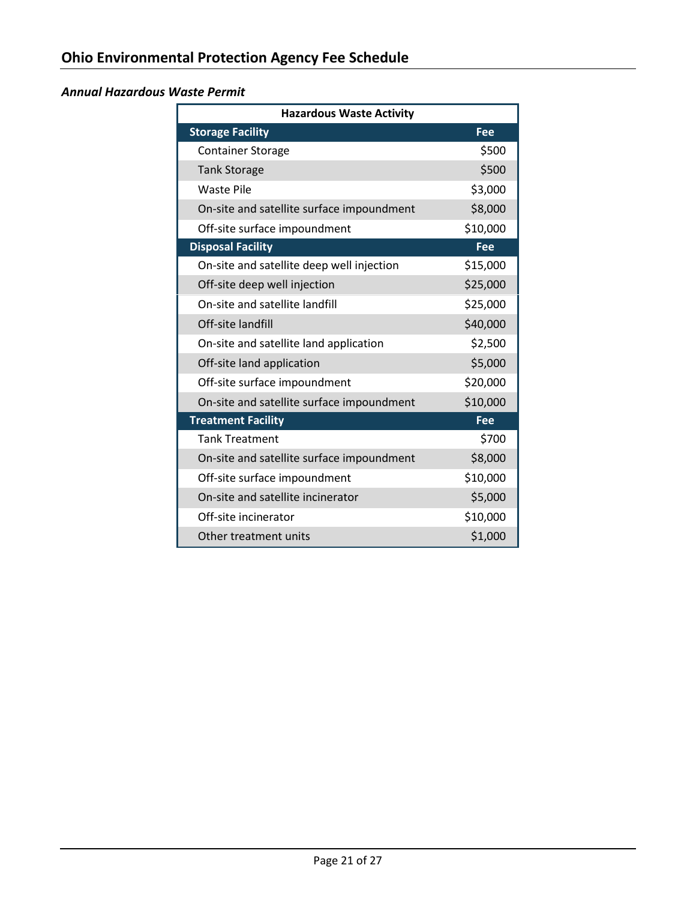### *Annual Hazardous Waste Permit*

| Hazardous Waste Activity | |
|---|---|
| **Storage Facility** | **Fee** |
| Container Storage | $500 |
| Tank Storage | $500 |
| Waste Pile | $3,000 |
| On-site and satellite surface impoundment | $8,000 |
| Off-site surface impoundment | $10,000 |
| **Disposal Facility** | **Fee** |
| On-site and satellite deep well injection | $15,000 |
| Off-site deep well injection | $25,000 |
| On-site and satellite landfill | $25,000 |
| Off-site landfill | $40,000 |
| On-site and satellite land application | $2,500 |
| Off-site land application | $5,000 |
| Off-site surface impoundment | $20,000 |
| On-site and satellite surface impoundment | $10,000 |
| **Treatment Facility** | **Fee** |
| Tank Treatment | $700 |
| On-site and satellite surface impoundment | $8,000 |
| Off-site surface impoundment | $10,000 |
| On-site and satellite incinerator | $5,000 |
| Off-site incinerator | $10,000 |
| Other treatment units | $1,000 |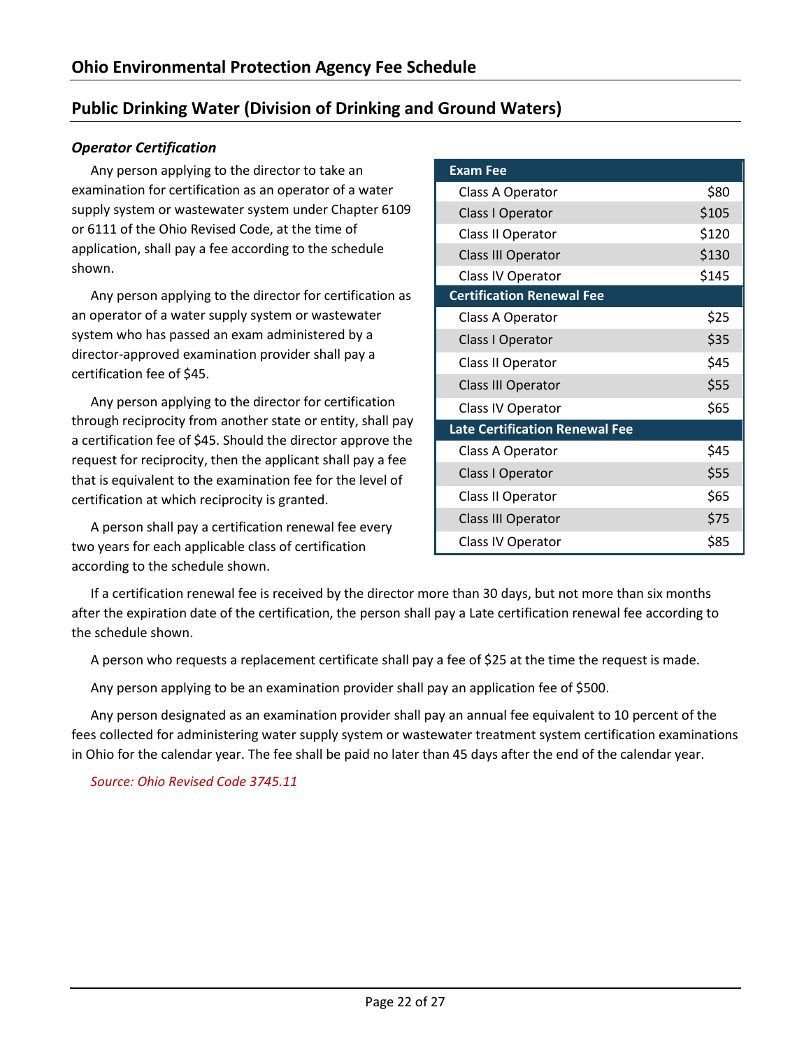## Ohio Environmental Protection Agency Fee Schedule

## Public Drinking Water (Division of Drinking and Ground Waters)

### *Operator Certification*

Any person applying to the director to take an examination for certification as an operator of a water supply system or wastewater system under Chapter 6109 or 6111 of the Ohio Revised Code, at the time of application, shall pay a fee according to the schedule shown.

Any person applying to the director for certification as an operator of a water supply system or wastewater system who has passed an exam administered by a director-approved examination provider shall pay a certification fee of $45.

Any person applying to the director for certification through reciprocity from another state or entity, shall pay a certification fee of $45. Should the director approve the request for reciprocity, then the applicant shall pay a fee that is equivalent to the examination fee for the level of certification at which reciprocity is granted.

A person shall pay a certification renewal fee every two years for each applicable class of certification according to the schedule shown.

| **Exam Fee** | |
|---|---|
| Class A Operator | $80 |
| Class I Operator | $105 |
| Class II Operator | $120 |
| Class III Operator | $130 |
| Class IV Operator | $145 |
| **Certification Renewal Fee** | |
| Class A Operator | $25 |
| Class I Operator | $35 |
| Class II Operator | $45 |
| Class III Operator | $55 |
| Class IV Operator | $65 |
| **Late Certification Renewal Fee** | |
| Class A Operator | $45 |
| Class I Operator | $55 |
| Class II Operator | $65 |
| Class III Operator | $75 |
| Class IV Operator | $85 |

If a certification renewal fee is received by the director more than 30 days, but not more than six months after the expiration date of the certification, the person shall pay a Late certification renewal fee according to the schedule shown.

A person who requests a replacement certificate shall pay a fee of $25 at the time the request is made.

Any person applying to be an examination provider shall pay an application fee of $500.

Any person designated as an examination provider shall pay an annual fee equivalent to 10 percent of the fees collected for administering water supply system or wastewater treatment system certification examinations in Ohio for the calendar year. The fee shall be paid no later than 45 days after the end of the calendar year.

*Source: Ohio Revised Code 3745.11*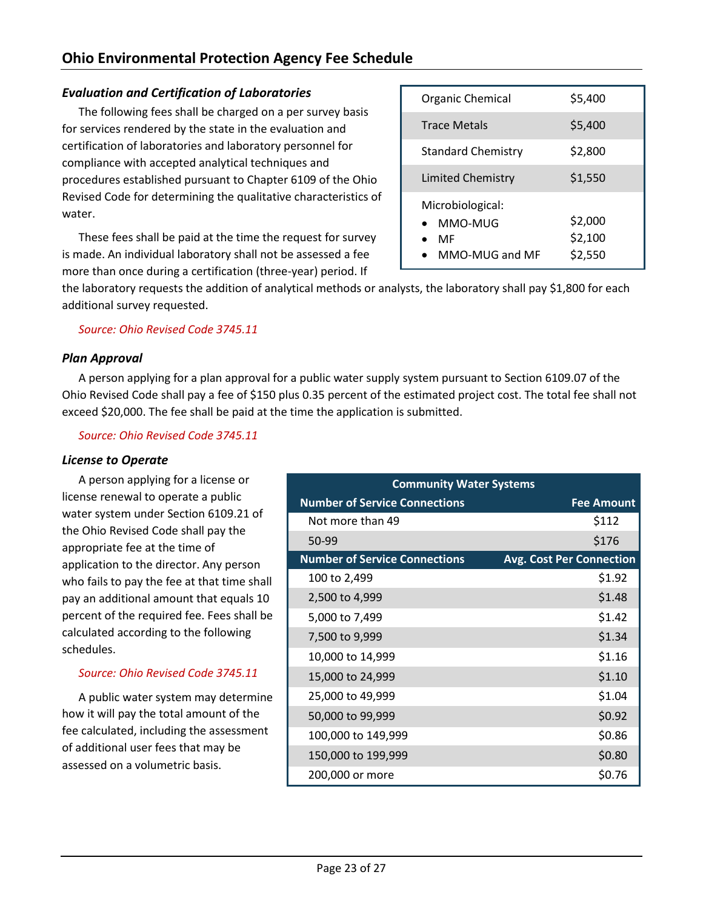## Ohio Environmental Protection Agency Fee Schedule

### *Evaluation and Certification of Laboratories*

The following fees shall be charged on a per survey basis for services rendered by the state in the evaluation and certification of laboratories and laboratory personnel for compliance with accepted analytical techniques and procedures established pursuant to Chapter 6109 of the Ohio Revised Code for determining the qualitative characteristics of water.

| | |
|---|---|
| Organic Chemical | $5,400 |
| Trace Metals | $5,400 |
| Standard Chemistry | $2,800 |
| Limited Chemistry | $1,550 |
| Microbiological: | |
| • MMO-MUG | $2,000 |
| • MF | $2,100 |
| • MMO-MUG and MF | $2,550 |

These fees shall be paid at the time the request for survey is made. An individual laboratory shall not be assessed a fee more than once during a certification (three-year) period. If the laboratory requests the addition of analytical methods or analysts, the laboratory shall pay $1,800 for each additional survey requested.

*Source: Ohio Revised Code 3745.11*

### *Plan Approval*

A person applying for a plan approval for a public water supply system pursuant to Section 6109.07 of the Ohio Revised Code shall pay a fee of $150 plus 0.35 percent of the estimated project cost. The total fee shall not exceed $20,000. The fee shall be paid at the time the application is submitted.

*Source: Ohio Revised Code 3745.11*

### *License to Operate*

A person applying for a license or license renewal to operate a public water system under Section 6109.21 of the Ohio Revised Code shall pay the appropriate fee at the time of application to the director. Any person who fails to pay the fee at that time shall pay an additional amount that equals 10 percent of the required fee. Fees shall be calculated according to the following schedules.

*Source: Ohio Revised Code 3745.11*

A public water system may determine how it will pay the total amount of the fee calculated, including the assessment of additional user fees that may be assessed on a volumetric basis.

| Community Water Systems | |
|---|---|
| **Number of Service Connections** | **Fee Amount** |
| Not more than 49 | $112 |
| 50-99 | $176 |
| **Number of Service Connections** | **Avg. Cost Per Connection** |
| 100 to 2,499 | $1.92 |
| 2,500 to 4,999 | $1.48 |
| 5,000 to 7,499 | $1.42 |
| 7,500 to 9,999 | $1.34 |
| 10,000 to 14,999 | $1.16 |
| 15,000 to 24,999 | $1.10 |
| 25,000 to 49,999 | $1.04 |
| 50,000 to 99,999 | $0.92 |
| 100,000 to 149,999 | $0.86 |
| 150,000 to 199,999 | $0.80 |
| 200,000 or more | $0.76 |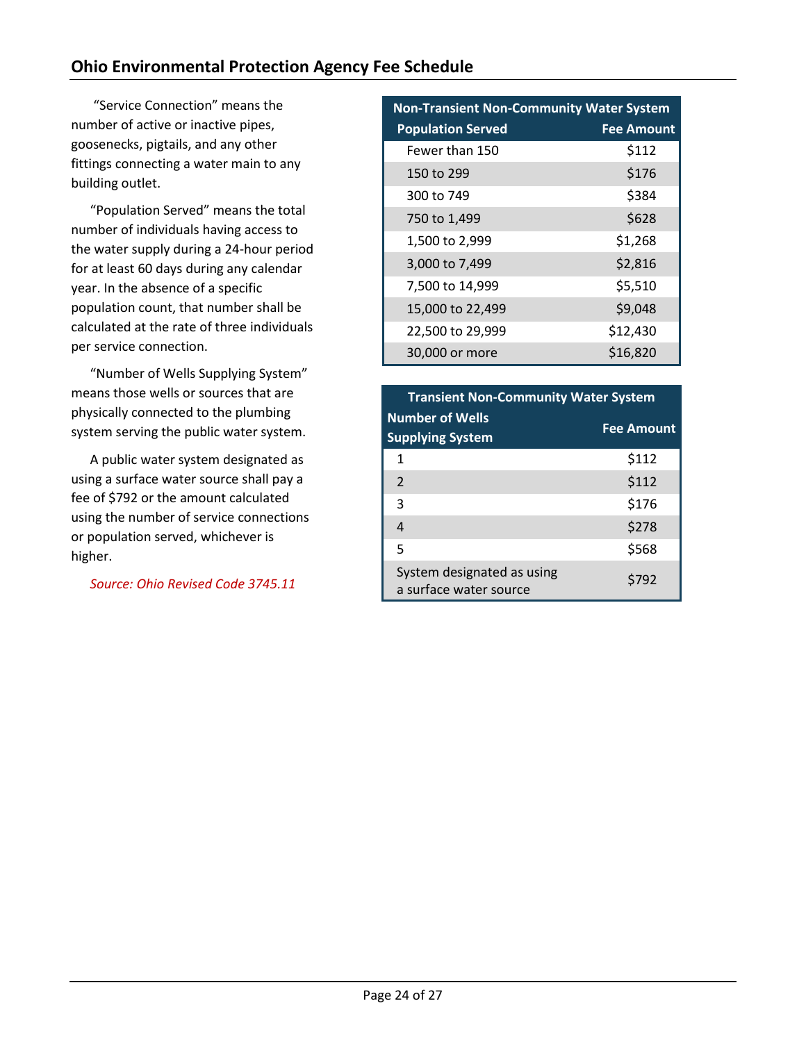"Service Connection" means the number of active or inactive pipes, goosenecks, pigtails, and any other fittings connecting a water main to any building outlet.

"Population Served" means the total number of individuals having access to the water supply during a 24-hour period for at least 60 days during any calendar year. In the absence of a specific population count, that number shall be calculated at the rate of three individuals per service connection.

"Number of Wells Supplying System" means those wells or sources that are physically connected to the plumbing system serving the public water system.

A public water system designated as using a surface water source shall pay a fee of $792 or the amount calculated using the number of service connections or population served, whichever is higher.

*Source: Ohio Revised Code 3745.11*

| Non-Transient Non-Community Water System | |
|---|---|
| **Population Served** | **Fee Amount** |
| Fewer than 150 | $112 |
| 150 to 299 | $176 |
| 300 to 749 | $384 |
| 750 to 1,499 | $628 |
| 1,500 to 2,999 | $1,268 |
| 3,000 to 7,499 | $2,816 |
| 7,500 to 14,999 | $5,510 |
| 15,000 to 22,499 | $9,048 |
| 22,500 to 29,999 | $12,430 |
| 30,000 or more | $16,820 |

| Transient Non-Community Water System | |
|---|---|
| **Number of Wells Supplying System** | **Fee Amount** |
| 1 | $112 |
| 2 | $112 |
| 3 | $176 |
| 4 | $278 |
| 5 | $568 |
| System designated as using a surface water source | $792 |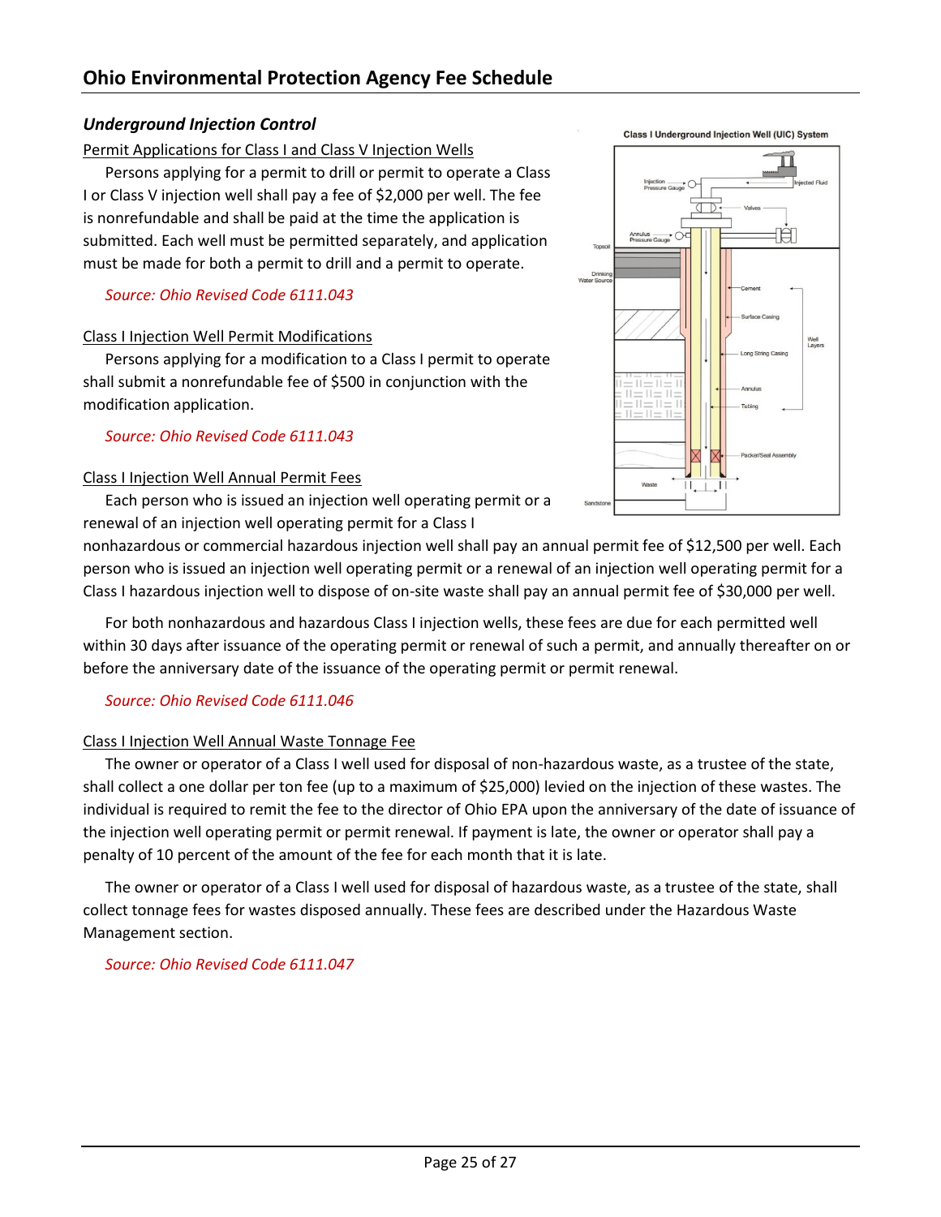## Underground Injection Control

Permit Applications for Class I and Class V Injection Wells

Persons applying for a permit to drill or permit to operate a Class I or Class V injection well shall pay a fee of $2,000 per well. The fee is nonrefundable and shall be paid at the time the application is submitted. Each well must be permitted separately, and application must be made for both a permit to drill and a permit to operate.

*Source: Ohio Revised Code 6111.043*

Class I Injection Well Permit Modifications

Persons applying for a modification to a Class I permit to operate shall submit a nonrefundable fee of $500 in conjunction with the modification application.

*Source: Ohio Revised Code 6111.043*

Class I Injection Well Annual Permit Fees

Each person who is issued an injection well operating permit or a renewal of an injection well operating permit for a Class I nonhazardous or commercial hazardous injection well shall pay an annual permit fee of $12,500 per well. Each person who is issued an injection well operating permit or a renewal of an injection well operating permit for a Class I hazardous injection well to dispose of on-site waste shall pay an annual permit fee of $30,000 per well.

For both nonhazardous and hazardous Class I injection wells, these fees are due for each permitted well within 30 days after issuance of the operating permit or renewal of such a permit, and annually thereafter on or before the anniversary date of the issuance of the operating permit or permit renewal.

*Source: Ohio Revised Code 6111.046*

Class I Injection Well Annual Waste Tonnage Fee

The owner or operator of a Class I well used for disposal of non-hazardous waste, as a trustee of the state, shall collect a one dollar per ton fee (up to a maximum of $25,000) levied on the injection of these wastes. The individual is required to remit the fee to the director of Ohio EPA upon the anniversary of the date of issuance of the injection well operating permit or permit renewal. If payment is late, the owner or operator shall pay a penalty of 10 percent of the amount of the fee for each month that it is late.

The owner or operator of a Class I well used for disposal of hazardous waste, as a trustee of the state, shall collect tonnage fees for wastes disposed annually. These fees are described under the Hazardous Waste Management section.

*Source: Ohio Revised Code 6111.047*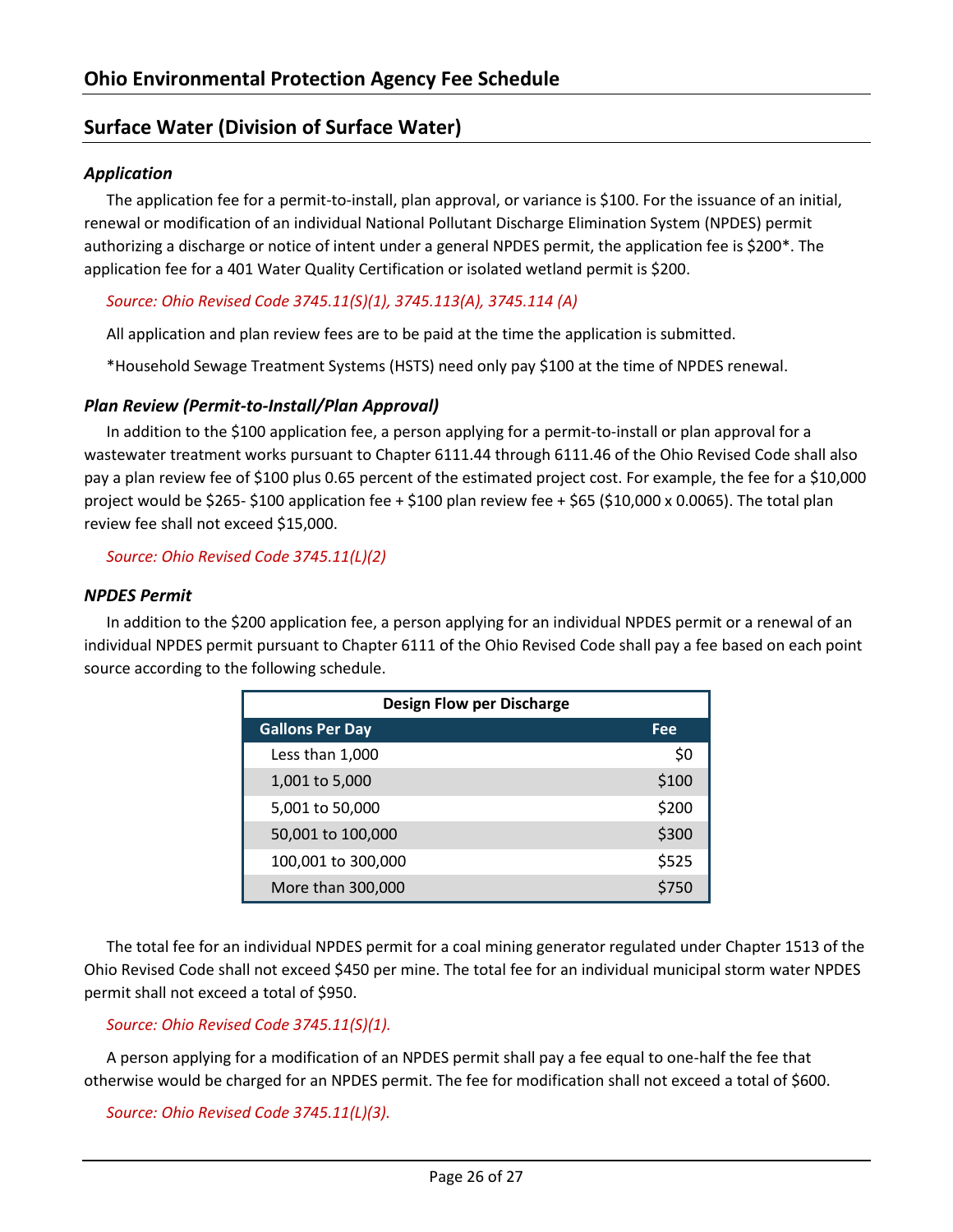# Ohio Environmental Protection Agency Fee Schedule

## Surface Water (Division of Surface Water)

### *Application*

The application fee for a permit-to-install, plan approval, or variance is $100. For the issuance of an initial, renewal or modification of an individual National Pollutant Discharge Elimination System (NPDES) permit authorizing a discharge or notice of intent under a general NPDES permit, the application fee is $200*. The application fee for a 401 Water Quality Certification or isolated wetland permit is $200.

*Source: Ohio Revised Code 3745.11(S)(1), 3745.113(A), 3745.114 (A)*

All application and plan review fees are to be paid at the time the application is submitted.

*Household Sewage Treatment Systems (HSTS) need only pay $100 at the time of NPDES renewal.

### *Plan Review (Permit-to-Install/Plan Approval)*

In addition to the $100 application fee, a person applying for a permit-to-install or plan approval for a wastewater treatment works pursuant to Chapter 6111.44 through 6111.46 of the Ohio Revised Code shall also pay a plan review fee of $100 plus 0.65 percent of the estimated project cost. For example, the fee for a $10,000 project would be $265- $100 application fee + $100 plan review fee + $65 ($10,000 x 0.0065). The total plan review fee shall not exceed $15,000.

*Source: Ohio Revised Code 3745.11(L)(2)*

### *NPDES Permit*

In addition to the $200 application fee, a person applying for an individual NPDES permit or a renewal of an individual NPDES permit pursuant to Chapter 6111 of the Ohio Revised Code shall pay a fee based on each point source according to the following schedule.

| Design Flow per Discharge | |
|---|---|
| **Gallons Per Day** | **Fee** |
| Less than 1,000 | $0 |
| 1,001 to 5,000 | $100 |
| 5,001 to 50,000 | $200 |
| 50,001 to 100,000 | $300 |
| 100,001 to 300,000 | $525 |
| More than 300,000 | $750 |

The total fee for an individual NPDES permit for a coal mining generator regulated under Chapter 1513 of the Ohio Revised Code shall not exceed $450 per mine. The total fee for an individual municipal storm water NPDES permit shall not exceed a total of $950.

*Source: Ohio Revised Code 3745.11(S)(1).*

A person applying for a modification of an NPDES permit shall pay a fee equal to one-half the fee that otherwise would be charged for an NPDES permit. The fee for modification shall not exceed a total of $600.

*Source: Ohio Revised Code 3745.11(L)(3).*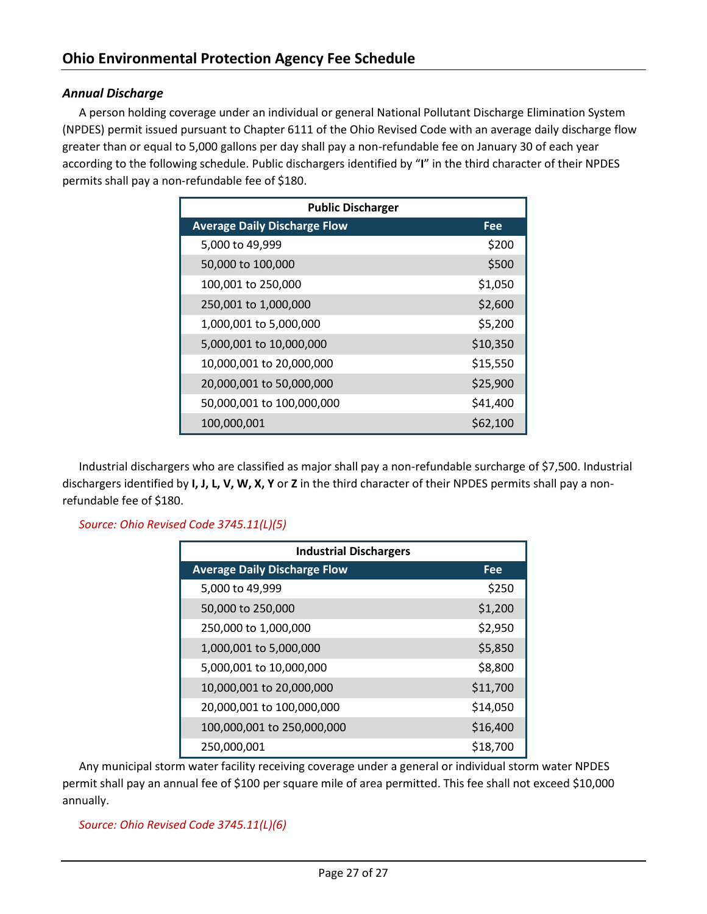### *Annual Discharge*

A person holding coverage under an individual or general National Pollutant Discharge Elimination System (NPDES) permit issued pursuant to Chapter 6111 of the Ohio Revised Code with an average daily discharge flow greater than or equal to 5,000 gallons per day shall pay a non-refundable fee on January 30 of each year according to the following schedule. Public dischargers identified by "**I**" in the third character of their NPDES permits shall pay a non-refundable fee of $180.

| Public Discharger | |
|---|---|
| **Average Daily Discharge Flow** | **Fee** |
| 5,000 to 49,999 | $200 |
| 50,000 to 100,000 | $500 |
| 100,001 to 250,000 | $1,050 |
| 250,001 to 1,000,000 | $2,600 |
| 1,000,001 to 5,000,000 | $5,200 |
| 5,000,001 to 10,000,000 | $10,350 |
| 10,000,001 to 20,000,000 | $15,550 |
| 20,000,001 to 50,000,000 | $25,900 |
| 50,000,001 to 100,000,000 | $41,400 |
| 100,000,001 | $62,100 |

Industrial dischargers who are classified as major shall pay a non-refundable surcharge of $7,500. Industrial dischargers identified by **I, J, L, V, W, X, Y** or **Z** in the third character of their NPDES permits shall pay a non-refundable fee of $180.

*Source: Ohio Revised Code 3745.11(L)(5)*

| Industrial Dischargers | |
|---|---|
| **Average Daily Discharge Flow** | **Fee** |
| 5,000 to 49,999 | $250 |
| 50,000 to 250,000 | $1,200 |
| 250,000 to 1,000,000 | $2,950 |
| 1,000,001 to 5,000,000 | $5,850 |
| 5,000,001 to 10,000,000 | $8,800 |
| 10,000,001 to 20,000,000 | $11,700 |
| 20,000,001 to 100,000,000 | $14,050 |
| 100,000,001 to 250,000,000 | $16,400 |
| 250,000,001 | $18,700 |

Any municipal storm water facility receiving coverage under a general or individual storm water NPDES permit shall pay an annual fee of $100 per square mile of area permitted. This fee shall not exceed $10,000 annually.

*Source: Ohio Revised Code 3745.11(L)(6)*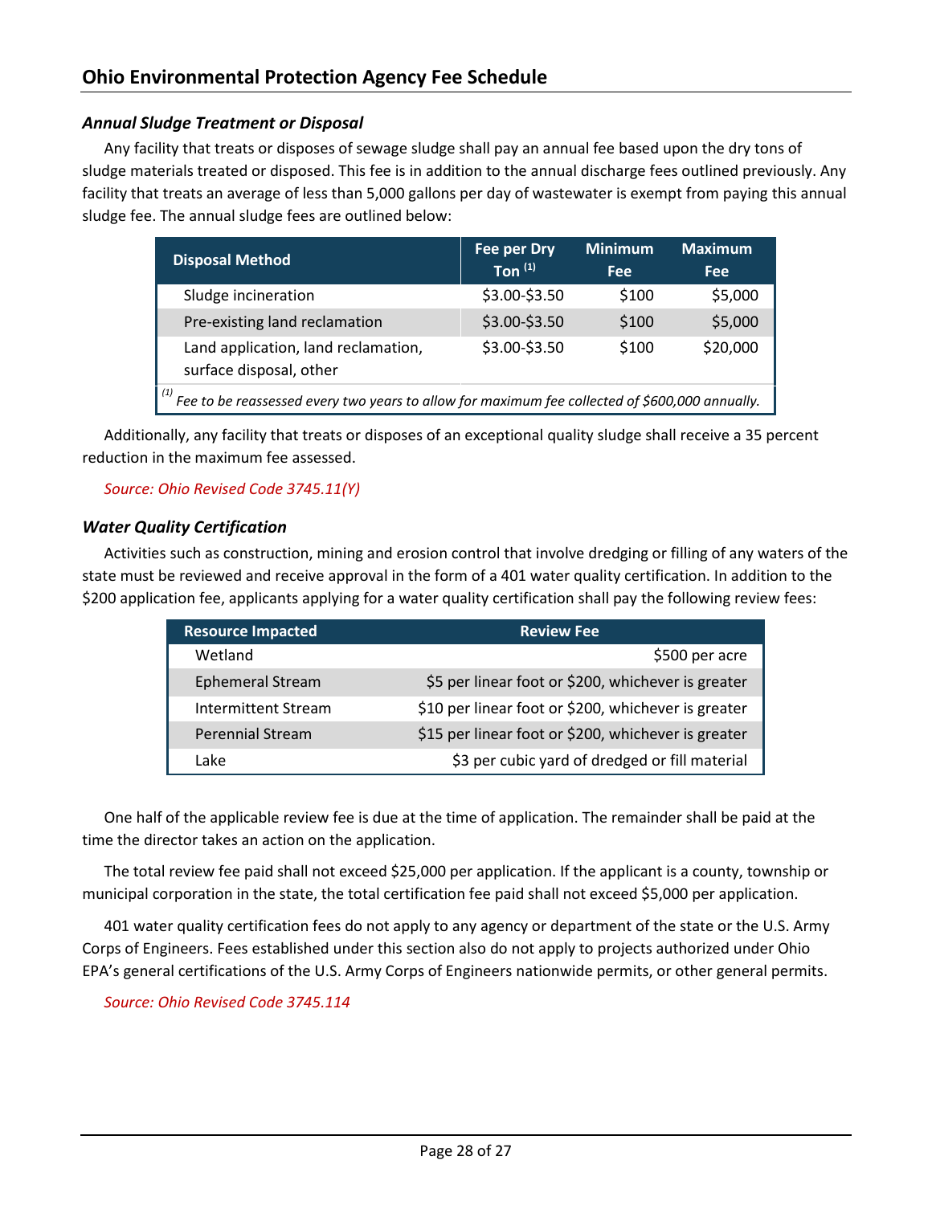### *Annual Sludge Treatment or Disposal*

Any facility that treats or disposes of sewage sludge shall pay an annual fee based upon the dry tons of sludge materials treated or disposed. This fee is in addition to the annual discharge fees outlined previously. Any facility that treats an average of less than 5,000 gallons per day of wastewater is exempt from paying this annual sludge fee. The annual sludge fees are outlined below:

| Disposal Method | Fee per Dry Ton [1] | Minimum Fee | Maximum Fee |
|---|---|---|---|
| Sludge incineration | \$3.00-\$3.50 | \$100 | \$5,000 |
| Pre-existing land reclamation | \$3.00-\$3.50 | \$100 | \$5,000 |
| Land application, land reclamation, surface disposal, other | \$3.00-\$3.50 | \$100 | \$20,000 |

*[1] Fee to be reassessed every two years to allow for maximum fee collected of \$600,000 annually.*

Additionally, any facility that treats or disposes of an exceptional quality sludge shall receive a 35 percent reduction in the maximum fee assessed.

*Source: Ohio Revised Code 3745.11(Y)*

### *Water Quality Certification*

Activities such as construction, mining and erosion control that involve dredging or filling of any waters of the state must be reviewed and receive approval in the form of a 401 water quality certification. In addition to the \$200 application fee, applicants applying for a water quality certification shall pay the following review fees:

| Resource Impacted | Review Fee |
|---|---|
| Wetland | \$500 per acre |
| Ephemeral Stream | \$5 per linear foot or \$200, whichever is greater |
| Intermittent Stream | \$10 per linear foot or \$200, whichever is greater |
| Perennial Stream | \$15 per linear foot or \$200, whichever is greater |
| Lake | \$3 per cubic yard of dredged or fill material |

One half of the applicable review fee is due at the time of application. The remainder shall be paid at the time the director takes an action on the application.

The total review fee paid shall not exceed \$25,000 per application. If the applicant is a county, township or municipal corporation in the state, the total certification fee paid shall not exceed \$5,000 per application.

401 water quality certification fees do not apply to any agency or department of the state or the U.S. Army Corps of Engineers. Fees established under this section also do not apply to projects authorized under Ohio EPA's general certifications of the U.S. Army Corps of Engineers nationwide permits, or other general permits.

*Source: Ohio Revised Code 3745.114*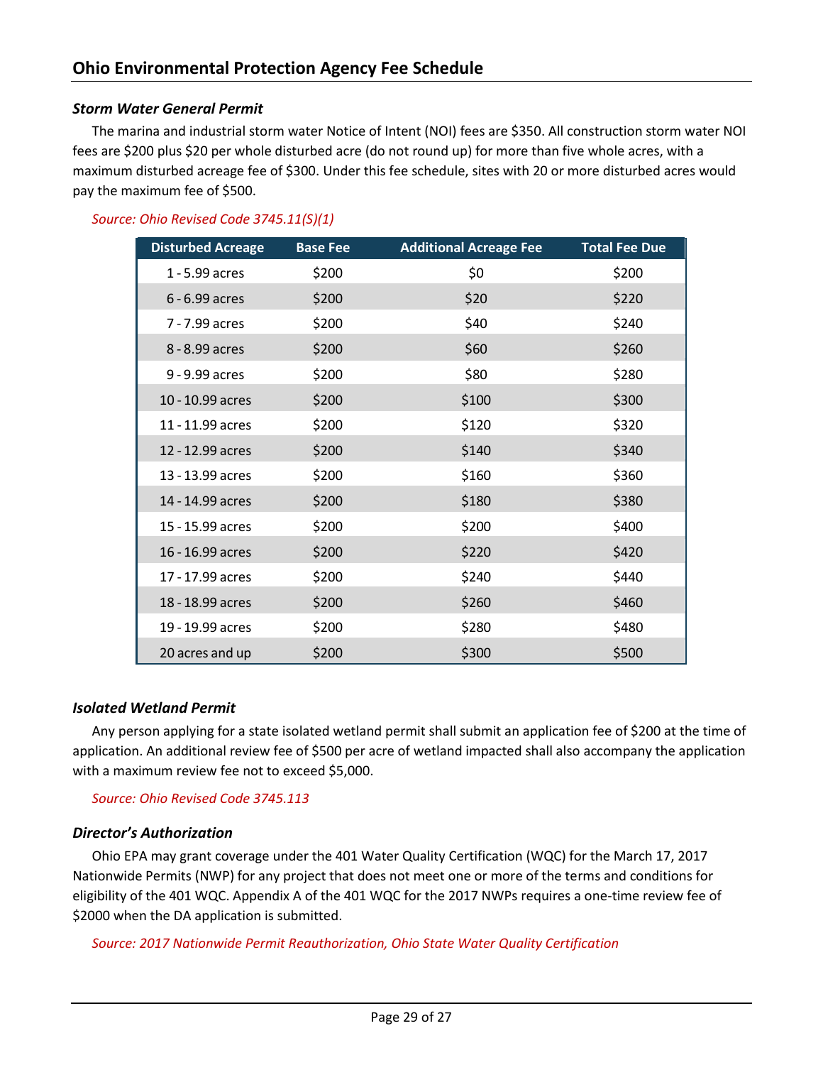## Ohio Environmental Protection Agency Fee Schedule

### *Storm Water General Permit*

The marina and industrial storm water Notice of Intent (NOI) fees are $350. All construction storm water NOI fees are $200 plus $20 per whole disturbed acre (do not round up) for more than five whole acres, with a maximum disturbed acreage fee of $300. Under this fee schedule, sites with 20 or more disturbed acres would pay the maximum fee of $500.

*Source: Ohio Revised Code 3745.11(S)(1)*

| Disturbed Acreage | Base Fee | Additional Acreage Fee | Total Fee Due |
|---|---|---|---|
| 1 - 5.99 acres | $200 | $0 | $200 |
| 6 - 6.99 acres | $200 | $20 | $220 |
| 7 - 7.99 acres | $200 | $40 | $240 |
| 8 - 8.99 acres | $200 | $60 | $260 |
| 9 - 9.99 acres | $200 | $80 | $280 |
| 10 - 10.99 acres | $200 | $100 | $300 |
| 11 - 11.99 acres | $200 | $120 | $320 |
| 12 - 12.99 acres | $200 | $140 | $340 |
| 13 - 13.99 acres | $200 | $160 | $360 |
| 14 - 14.99 acres | $200 | $180 | $380 |
| 15 - 15.99 acres | $200 | $200 | $400 |
| 16 - 16.99 acres | $200 | $220 | $420 |
| 17 - 17.99 acres | $200 | $240 | $440 |
| 18 - 18.99 acres | $200 | $260 | $460 |
| 19 - 19.99 acres | $200 | $280 | $480 |
| 20 acres and up | $200 | $300 | $500 |

### *Isolated Wetland Permit*

Any person applying for a state isolated wetland permit shall submit an application fee of $200 at the time of application. An additional review fee of $500 per acre of wetland impacted shall also accompany the application with a maximum review fee not to exceed $5,000.

*Source: Ohio Revised Code 3745.113*

### *Director's Authorization*

Ohio EPA may grant coverage under the 401 Water Quality Certification (WQC) for the March 17, 2017 Nationwide Permits (NWP) for any project that does not meet one or more of the terms and conditions for eligibility of the 401 WQC. Appendix A of the 401 WQC for the 2017 NWPs requires a one-time review fee of $2000 when the DA application is submitted.

*Source: 2017 Nationwide Permit Reauthorization, Ohio State Water Quality Certification*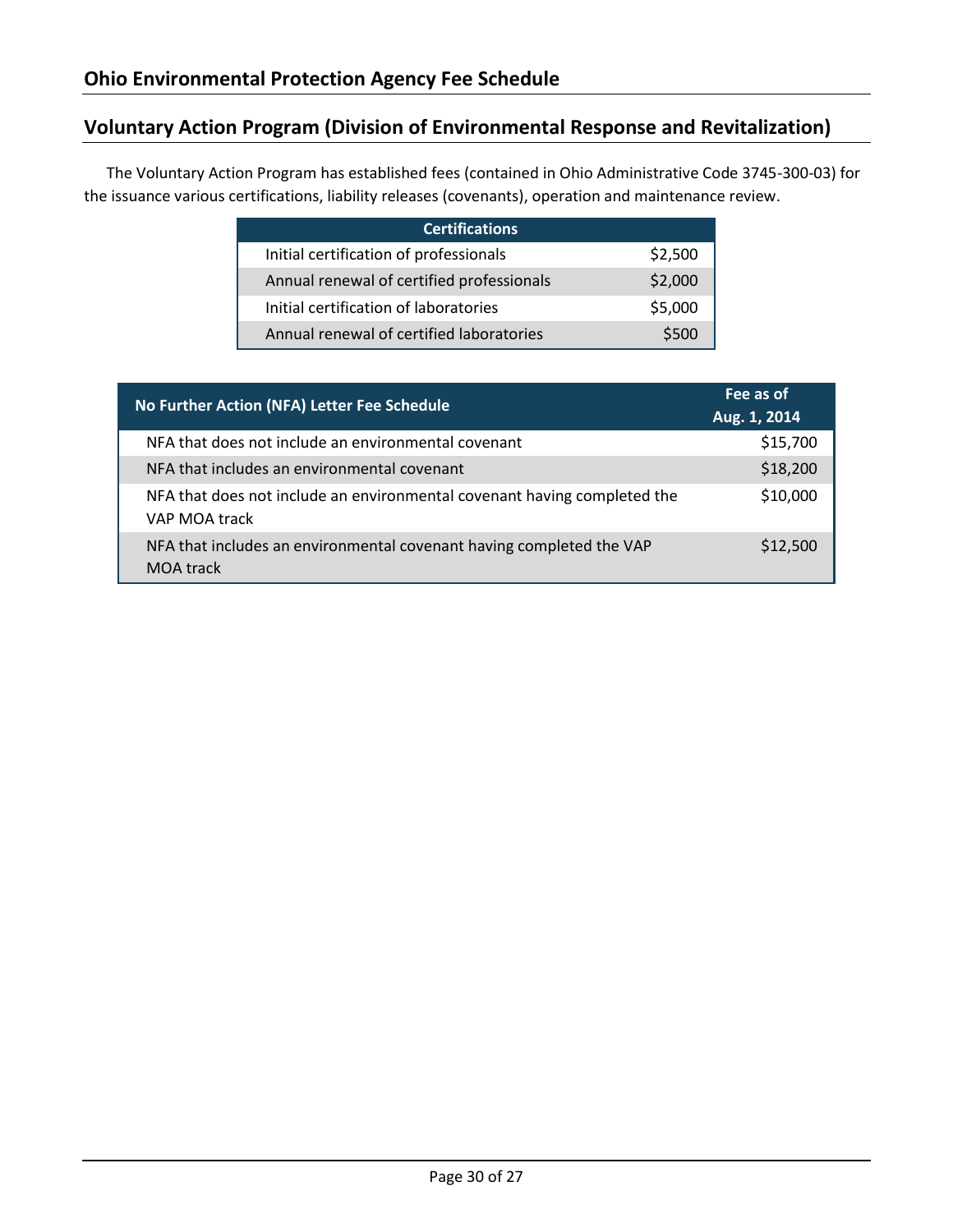## Voluntary Action Program (Division of Environmental Response and Revitalization)

The Voluntary Action Program has established fees (contained in Ohio Administrative Code 3745-300-03) for the issuance various certifications, liability releases (covenants), operation and maintenance review.

| Certifications | |
|---|---|
| Initial certification of professionals | $2,500 |
| Annual renewal of certified professionals | $2,000 |
| Initial certification of laboratories | $5,000 |
| Annual renewal of certified laboratories | $500 |

| No Further Action (NFA) Letter Fee Schedule | Fee as of Aug. 1, 2014 |
|---|---|
| NFA that does not include an environmental covenant | $15,700 |
| NFA that includes an environmental covenant | $18,200 |
| NFA that does not include an environmental covenant having completed the VAP MOA track | $10,000 |
| NFA that includes an environmental covenant having completed the VAP MOA track | $12,500 |